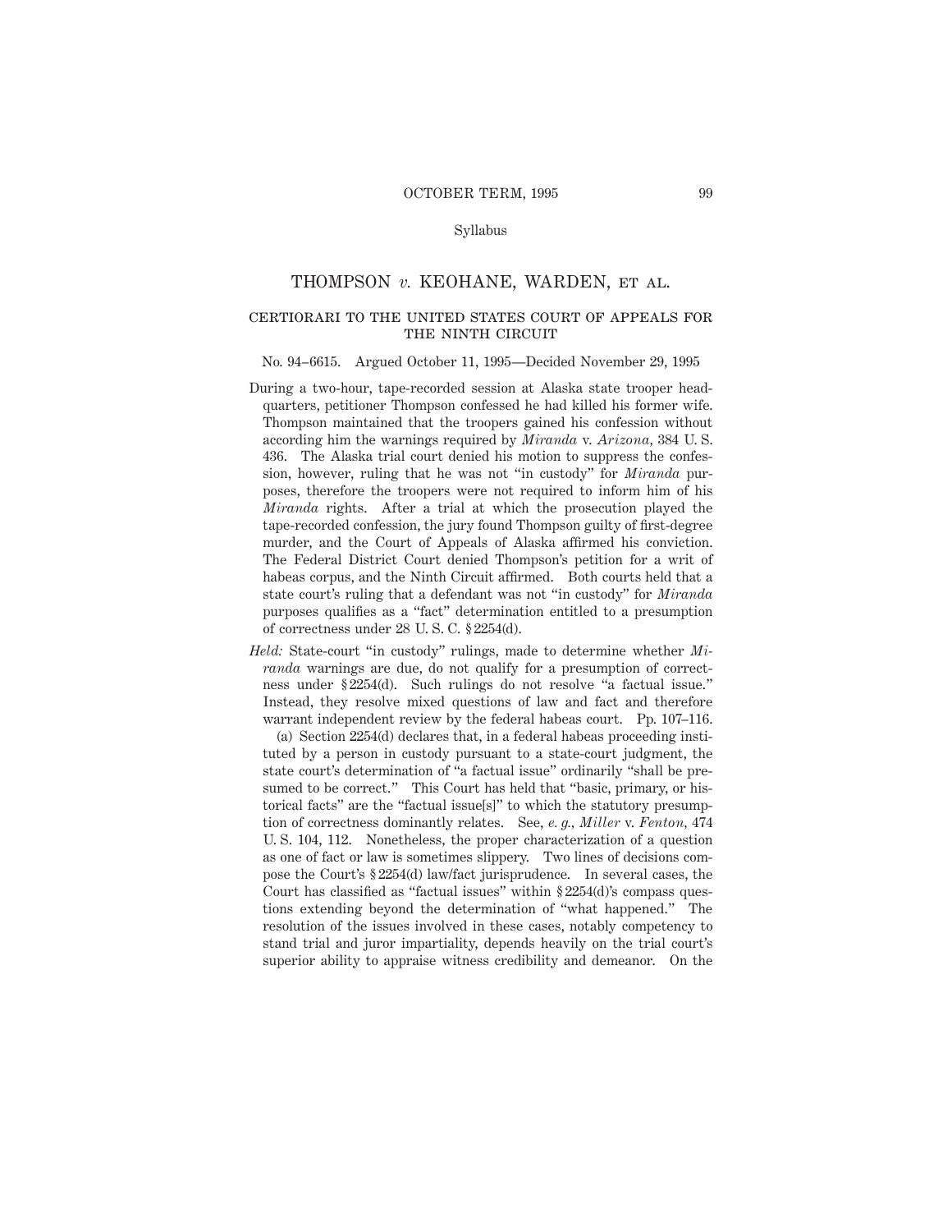Syllabus

# THOMPSON *v.* KEOHANE, WARDEN, ET AL.

## CERTIORARI TO THE UNITED STATES COURT OF APPEALS FOR THE NINTH CIRCUIT

No. 94–6615. Argued October 11, 1995—Decided November 29, 1995

During a two-hour, tape-recorded session at Alaska state trooper headquarters, petitioner Thompson confessed he had killed his former wife. Thompson maintained that the troopers gained his confession without according him the warnings required by *Miranda* v. *Arizona,* 384 U. S. 436. The Alaska trial court denied his motion to suppress the confession, however, ruling that he was not "in custody" for *Miranda* purposes, therefore the troopers were not required to inform him of his *Miranda* rights. After a trial at which the prosecution played the tape-recorded confession, the jury found Thompson guilty of first-degree murder, and the Court of Appeals of Alaska affirmed his conviction. The Federal District Court denied Thompson's petition for a writ of habeas corpus, and the Ninth Circuit affirmed. Both courts held that a state court's ruling that a defendant was not "in custody" for *Miranda* purposes qualifies as a "fact" determination entitled to a presumption of correctness under 28 U. S. C. § 2254(d).

*Held:* State-court "in custody" rulings, made to determine whether *Miranda* warnings are due, do not qualify for a presumption of correctness under § 2254(d). Such rulings do not resolve "a factual issue." Instead, they resolve mixed questions of law and fact and therefore warrant independent review by the federal habeas court. Pp. 107–116.

(a) Section 2254(d) declares that, in a federal habeas proceeding instituted by a person in custody pursuant to a state-court judgment, the state court's determination of "a factual issue" ordinarily "shall be presumed to be correct." This Court has held that "basic, primary, or historical facts" are the "factual issue[s]" to which the statutory presumption of correctness dominantly relates. See, *e. g., Miller* v. *Fenton,* 474 U. S. 104, 112. Nonetheless, the proper characterization of a question as one of fact or law is sometimes slippery. Two lines of decisions compose the Court's § 2254(d) law/fact jurisprudence. In several cases, the Court has classified as "factual issues" within § 2254(d)'s compass questions extending beyond the determination of "what happened." The resolution of the issues involved in these cases, notably competency to stand trial and juror impartiality, depends heavily on the trial court's superior ability to appraise witness credibility and demeanor. On the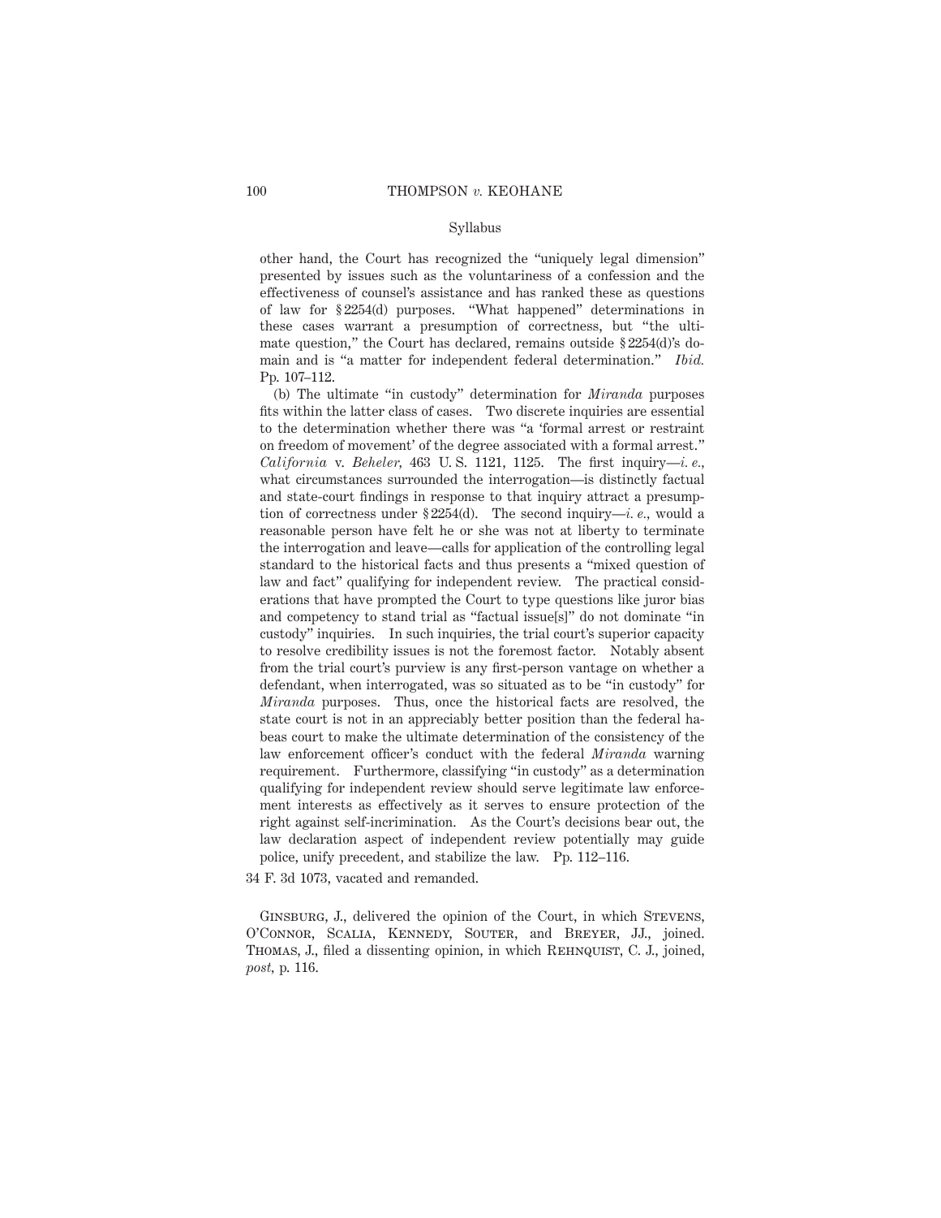other hand, the Court has recognized the "uniquely legal dimension" presented by issues such as the voluntariness of a confession and the effectiveness of counsel's assistance and has ranked these as questions of law for § 2254(d) purposes. "What happened" determinations in these cases warrant a presumption of correctness, but "the ultimate question," the Court has declared, remains outside § 2254(d)'s domain and is "a matter for independent federal determination." *Ibid.* Pp. 107–112.

(b) The ultimate "in custody" determination for *Miranda* purposes fits within the latter class of cases. Two discrete inquiries are essential to the determination whether there was "a 'formal arrest or restraint on freedom of movement' of the degree associated with a formal arrest." *California* v. *Beheler,* 463 U. S. 1121, 1125. The first inquiry—*i. e.,* what circumstances surrounded the interrogation—is distinctly factual and state-court findings in response to that inquiry attract a presumption of correctness under § 2254(d). The second inquiry—*i. e.,* would a reasonable person have felt he or she was not at liberty to terminate the interrogation and leave—calls for application of the controlling legal standard to the historical facts and thus presents a "mixed question of law and fact" qualifying for independent review. The practical considerations that have prompted the Court to type questions like juror bias and competency to stand trial as "factual issue[s]" do not dominate "in custody" inquiries. In such inquiries, the trial court's superior capacity to resolve credibility issues is not the foremost factor. Notably absent from the trial court's purview is any first-person vantage on whether a defendant, when interrogated, was so situated as to be "in custody" for *Miranda* purposes. Thus, once the historical facts are resolved, the state court is not in an appreciably better position than the federal habeas court to make the ultimate determination of the consistency of the law enforcement officer's conduct with the federal *Miranda* warning requirement. Furthermore, classifying "in custody" as a determination qualifying for independent review should serve legitimate law enforcement interests as effectively as it serves to ensure protection of the right against self-incrimination. As the Court's decisions bear out, the law declaration aspect of independent review potentially may guide police, unify precedent, and stabilize the law. Pp. 112–116.

34 F. 3d 1073, vacated and remanded.

Ginsburg, J., delivered the opinion of the Court, in which Stevens, O'Connor, Scalia, Kennedy, Souter, and Breyer, JJ., joined. Thomas, J., filed a dissenting opinion, in which Rehnquist, C. J., joined, *post,* p. 116.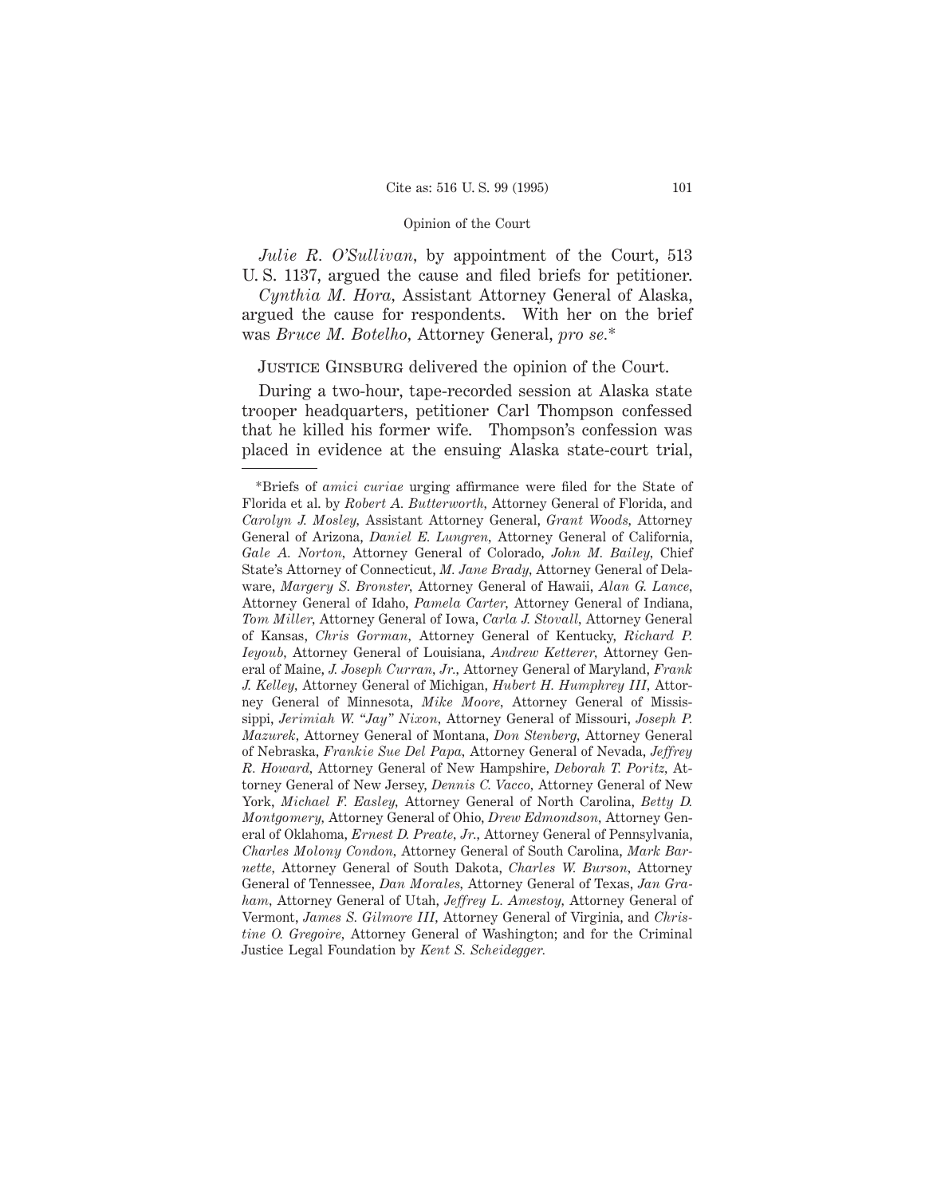*Julie R. O'Sullivan*, by appointment of the Court, 513 U. S. 1137, argued the cause and filed briefs for petitioner.

*Cynthia M. Hora*, Assistant Attorney General of Alaska, argued the cause for respondents. With her on the brief was *Bruce M. Botelho*, Attorney General, *pro se*.*

Justice Ginsburg delivered the opinion of the Court.

During a two-hour, tape-recorded session at Alaska state trooper headquarters, petitioner Carl Thompson confessed that he killed his former wife. Thompson's confession was placed in evidence at the ensuing Alaska state-court trial,

---

*Briefs of *amici curiae* urging affirmance were filed for the State of Florida et al. by *Robert A. Butterworth*, Attorney General of Florida, and *Carolyn J. Mosley*, Assistant Attorney General, *Grant Woods*, Attorney General of Arizona, *Daniel E. Lungren*, Attorney General of California, *Gale A. Norton*, Attorney General of Colorado, *John M. Bailey*, Chief State's Attorney of Connecticut, *M. Jane Brady*, Attorney General of Delaware, *Margery S. Bronster*, Attorney General of Hawaii, *Alan G. Lance*, Attorney General of Idaho, *Pamela Carter*, Attorney General of Indiana, *Tom Miller*, Attorney General of Iowa, *Carla J. Stovall*, Attorney General of Kansas, *Chris Gorman*, Attorney General of Kentucky, *Richard P. Ieyoub*, Attorney General of Louisiana, *Andrew Ketterer*, Attorney General of Maine, *J. Joseph Curran, Jr.*, Attorney General of Maryland, *Frank J. Kelley*, Attorney General of Michigan, *Hubert H. Humphrey III*, Attorney General of Minnesota, *Mike Moore*, Attorney General of Mississippi, *Jerimiah W. "Jay" Nixon*, Attorney General of Missouri, *Joseph P. Mazurek*, Attorney General of Montana, *Don Stenberg*, Attorney General of Nebraska, *Frankie Sue Del Papa*, Attorney General of Nevada, *Jeffrey R. Howard*, Attorney General of New Hampshire, *Deborah T. Poritz*, Attorney General of New Jersey, *Dennis C. Vacco*, Attorney General of New York, *Michael F. Easley*, Attorney General of North Carolina, *Betty D. Montgomery*, Attorney General of Ohio, *Drew Edmondson*, Attorney General of Oklahoma, *Ernest D. Preate, Jr.*, Attorney General of Pennsylvania, *Charles Molony Condon*, Attorney General of South Carolina, *Mark Barnette*, Attorney General of South Dakota, *Charles W. Burson*, Attorney General of Tennessee, *Dan Morales*, Attorney General of Texas, *Jan Graham*, Attorney General of Utah, *Jeffrey L. Amestoy*, Attorney General of Vermont, *James S. Gilmore III*, Attorney General of Virginia, and *Christine O. Gregoire*, Attorney General of Washington; and for the Criminal Justice Legal Foundation by *Kent S. Scheidegger*.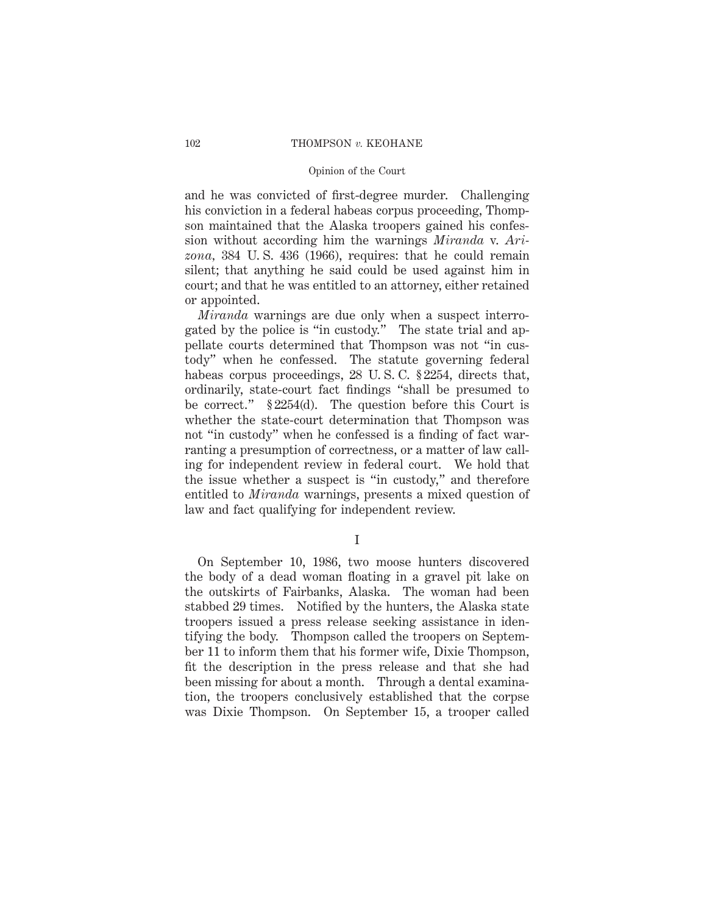and he was convicted of first-degree murder. Challenging his conviction in a federal habeas corpus proceeding, Thompson maintained that the Alaska troopers gained his confession without according him the warnings *Miranda* v. *Arizona,* 384 U. S. 436 (1966), requires: that he could remain silent; that anything he said could be used against him in court; and that he was entitled to an attorney, either retained or appointed.

*Miranda* warnings are due only when a suspect interrogated by the police is "in custody." The state trial and appellate courts determined that Thompson was not "in custody" when he confessed. The statute governing federal habeas corpus proceedings, 28 U. S. C. § 2254, directs that, ordinarily, state-court fact findings "shall be presumed to be correct." § 2254(d). The question before this Court is whether the state-court determination that Thompson was not "in custody" when he confessed is a finding of fact warranting a presumption of correctness, or a matter of law calling for independent review in federal court. We hold that the issue whether a suspect is "in custody," and therefore entitled to *Miranda* warnings, presents a mixed question of law and fact qualifying for independent review.

## I

On September 10, 1986, two moose hunters discovered the body of a dead woman floating in a gravel pit lake on the outskirts of Fairbanks, Alaska. The woman had been stabbed 29 times. Notified by the hunters, the Alaska state troopers issued a press release seeking assistance in identifying the body. Thompson called the troopers on September 11 to inform them that his former wife, Dixie Thompson, fit the description in the press release and that she had been missing for about a month. Through a dental examination, the troopers conclusively established that the corpse was Dixie Thompson. On September 15, a trooper called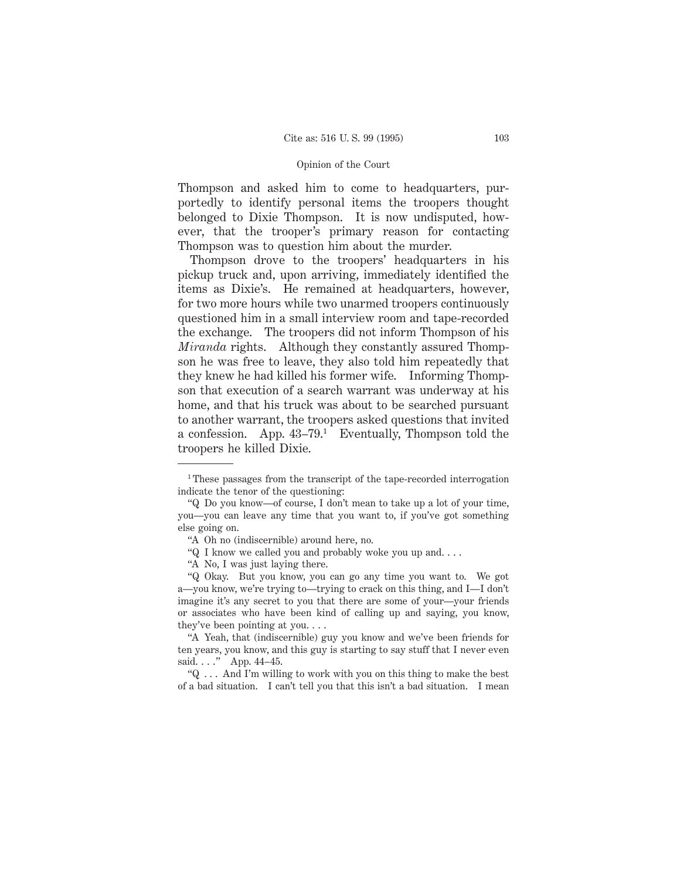Thompson and asked him to come to headquarters, purportedly to identify personal items the troopers thought belonged to Dixie Thompson. It is now undisputed, however, that the trooper's primary reason for contacting Thompson was to question him about the murder.

Thompson drove to the troopers' headquarters in his pickup truck and, upon arriving, immediately identified the items as Dixie's. He remained at headquarters, however, for two more hours while two unarmed troopers continuously questioned him in a small interview room and tape-recorded the exchange. The troopers did not inform Thompson of his *Miranda* rights. Although they constantly assured Thompson he was free to leave, they also told him repeatedly that they knew he had killed his former wife. Informing Thompson that execution of a search warrant was underway at his home, and that his truck was about to be searched pursuant to another warrant, the troopers asked questions that invited a confession. App. 43–79.[1] Eventually, Thompson told the troopers he killed Dixie.

---

[1] These passages from the transcript of the tape-recorded interrogation indicate the tenor of the questioning:

"Q Do you know—of course, I don't mean to take up a lot of your time, you—you can leave any time that you want to, if you've got something else going on.

"A Oh no (indiscernible) around here, no.

"Q I know we called you and probably woke you up and. . . .

"A No, I was just laying there.

"Q Okay. But you know, you can go any time you want to. We got a—you know, we're trying to—trying to crack on this thing, and I—I don't imagine it's any secret to you that there are some of your—your friends or associates who have been kind of calling up and saying, you know, they've been pointing at you. . . .

"A Yeah, that (indiscernible) guy you know and we've been friends for ten years, you know, and this guy is starting to say stuff that I never even said. . . ." App. 44–45.

"Q . . . And I'm willing to work with you on this thing to make the best of a bad situation. I can't tell you that this isn't a bad situation. I mean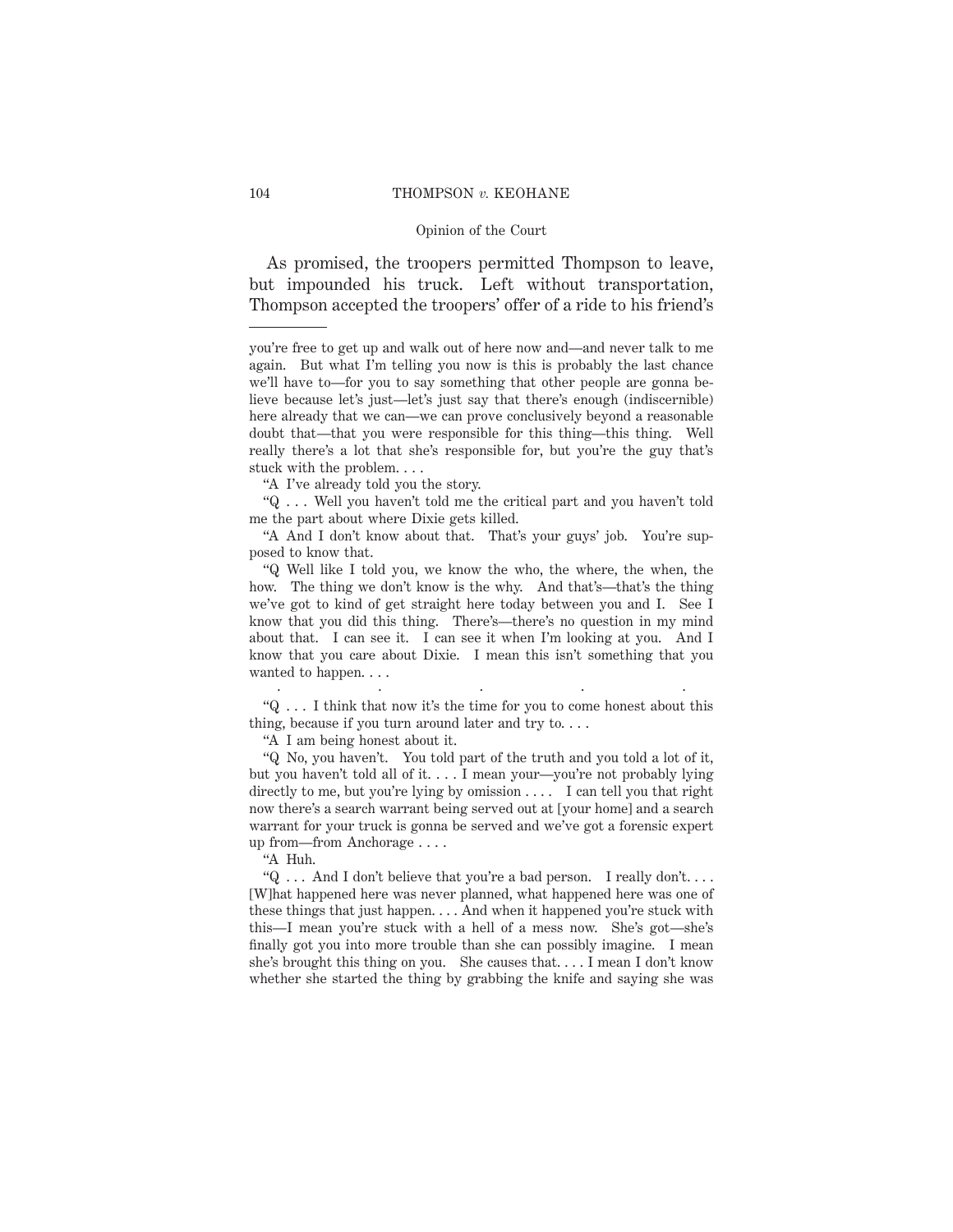As promised, the troopers permitted Thompson to leave, but impounded his truck. Left without transportation, Thompson accepted the troopers' offer of a ride to his friend's

---

you're free to get up and walk out of here now and—and never talk to me again. But what I'm telling you now is this is probably the last chance we'll have to—for you to say something that other people are gonna believe because let's just—let's just say that there's enough (indiscernible) here already that we can—we can prove conclusively beyond a reasonable doubt that—that you were responsible for this thing—this thing. Well really there's a lot that she's responsible for, but you're the guy that's stuck with the problem. . . .

"A I've already told you the story.

"Q . . . Well you haven't told me the critical part and you haven't told me the part about where Dixie gets killed.

"A And I don't know about that. That's your guys' job. You're supposed to know that.

"Q Well like I told you, we know the who, the where, the when, the how. The thing we don't know is the why. And that's—that's the thing we've got to kind of get straight here today between you and I. See I know that you did this thing. There's—there's no question in my mind about that. I can see it. I can see it when I'm looking at you. And I know that you care about Dixie. I mean this isn't something that you wanted to happen. . . .

. . . . .

"Q . . . I think that now it's the time for you to come honest about this thing, because if you turn around later and try to. . . .

"A I am being honest about it.

"Q No, you haven't. You told part of the truth and you told a lot of it, but you haven't told all of it. . . . I mean your—you're not probably lying directly to me, but you're lying by omission . . . . I can tell you that right now there's a search warrant being served out at [your home] and a search warrant for your truck is gonna be served and we've got a forensic expert up from—from Anchorage . . . .

"A Huh.

"Q . . . And I don't believe that you're a bad person. I really don't. . . . [W]hat happened here was never planned, what happened here was one of these things that just happen. . . . And when it happened you're stuck with this—I mean you're stuck with a hell of a mess now. She's got—she's finally got you into more trouble than she can possibly imagine. I mean she's brought this thing on you. She causes that. . . . I mean I don't know whether she started the thing by grabbing the knife and saying she was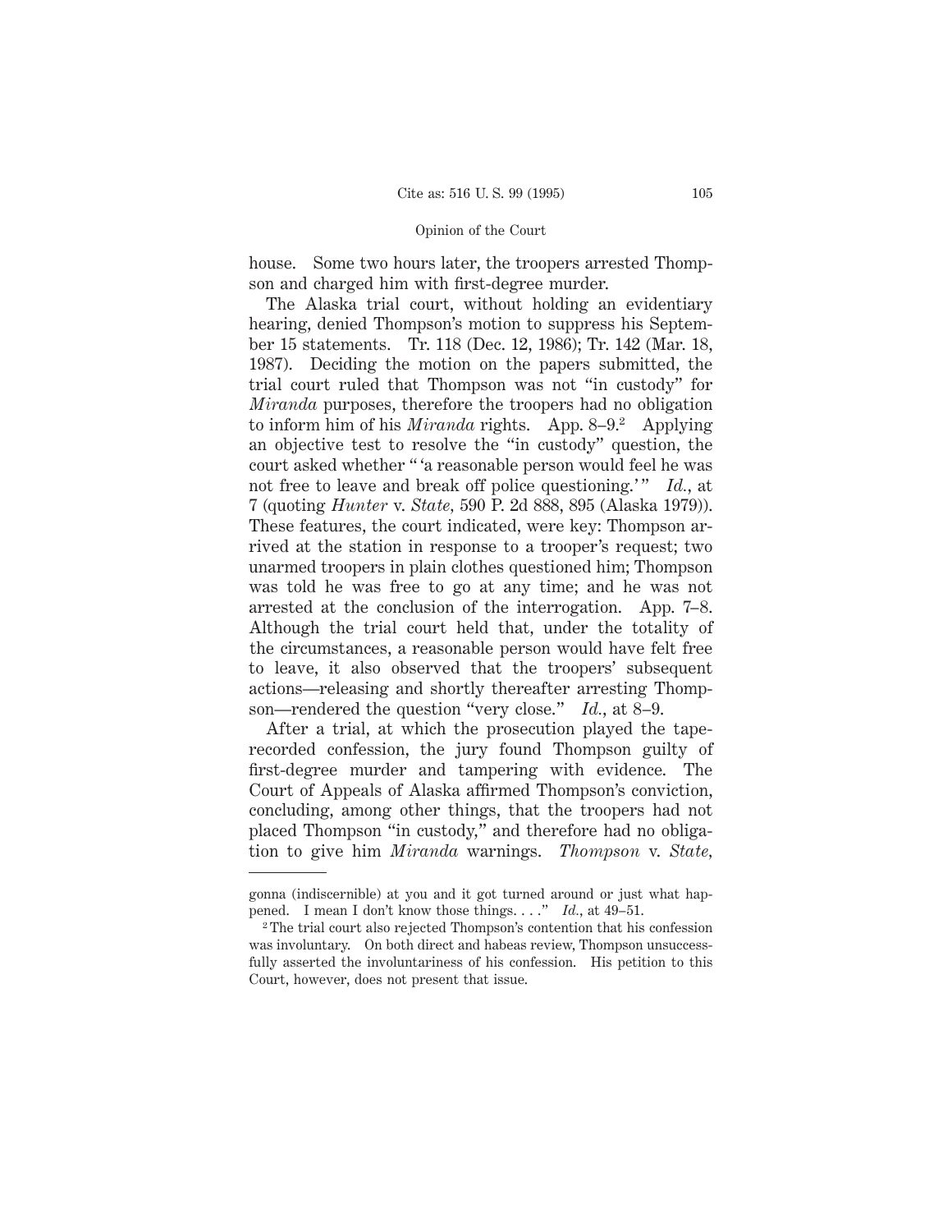house. Some two hours later, the troopers arrested Thompson and charged him with first-degree murder.

The Alaska trial court, without holding an evidentiary hearing, denied Thompson's motion to suppress his September 15 statements. Tr. 118 (Dec. 12, 1986); Tr. 142 (Mar. 18, 1987). Deciding the motion on the papers submitted, the trial court ruled that Thompson was not "in custody" for *Miranda* purposes, therefore the troopers had no obligation to inform him of his *Miranda* rights. App. 8–9.[2] Applying an objective test to resolve the "in custody" question, the court asked whether " 'a reasonable person would feel he was not free to leave and break off police questioning.' " *Id.*, at 7 (quoting *Hunter* v. *State*, 590 P. 2d 888, 895 (Alaska 1979)). These features, the court indicated, were key: Thompson arrived at the station in response to a trooper's request; two unarmed troopers in plain clothes questioned him; Thompson was told he was free to go at any time; and he was not arrested at the conclusion of the interrogation. App. 7–8. Although the trial court held that, under the totality of the circumstances, a reasonable person would have felt free to leave, it also observed that the troopers' subsequent actions—releasing and shortly thereafter arresting Thompson—rendered the question "very close." *Id.*, at 8–9.

After a trial, at which the prosecution played the tape-recorded confession, the jury found Thompson guilty of first-degree murder and tampering with evidence. The Court of Appeals of Alaska affirmed Thompson's conviction, concluding, among other things, that the troopers had not placed Thompson "in custody," and therefore had no obligation to give him *Miranda* warnings. *Thompson* v. *State*,

---

gonna (indiscernible) at you and it got turned around or just what happened. I mean I don't know those things. . . ." *Id.*, at 49–51.

[2] The trial court also rejected Thompson's contention that his confession was involuntary. On both direct and habeas review, Thompson unsuccessfully asserted the involuntariness of his confession. His petition to this Court, however, does not present that issue.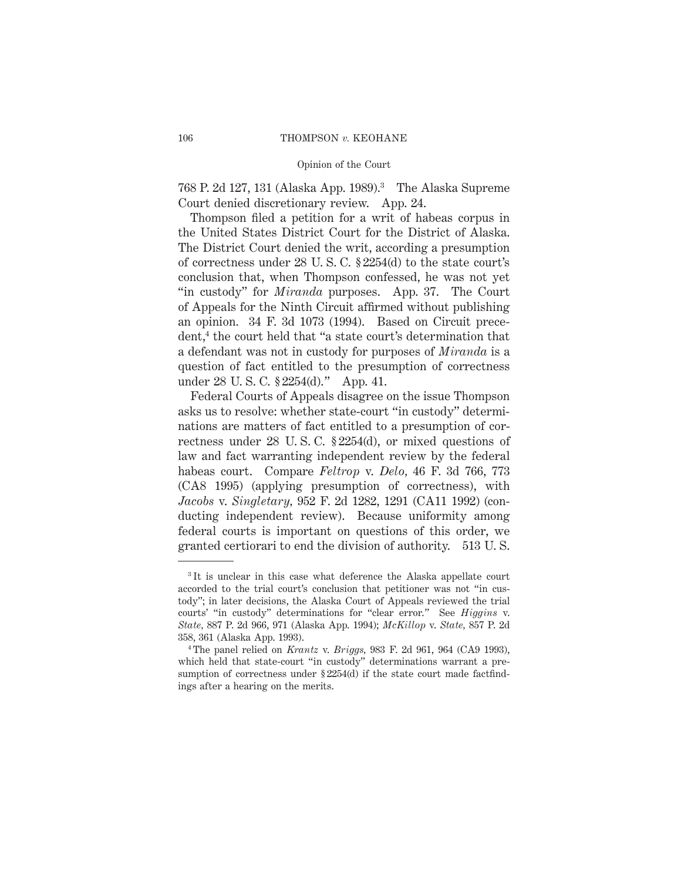768 P. 2d 127, 131 (Alaska App. 1989).[3] The Alaska Supreme Court denied discretionary review. App. 24.

Thompson filed a petition for a writ of habeas corpus in the United States District Court for the District of Alaska. The District Court denied the writ, according a presumption of correctness under 28 U. S. C. § 2254(d) to the state court's conclusion that, when Thompson confessed, he was not yet "in custody" for *Miranda* purposes. App. 37. The Court of Appeals for the Ninth Circuit affirmed without publishing an opinion. 34 F. 3d 1073 (1994). Based on Circuit precedent,[4] the court held that "a state court's determination that a defendant was not in custody for purposes of *Miranda* is a question of fact entitled to the presumption of correctness under 28 U. S. C. § 2254(d)." App. 41.

Federal Courts of Appeals disagree on the issue Thompson asks us to resolve: whether state-court "in custody" determinations are matters of fact entitled to a presumption of correctness under 28 U. S. C. § 2254(d), or mixed questions of law and fact warranting independent review by the federal habeas court. Compare *Feltrop* v. *Delo*, 46 F. 3d 766, 773 (CA8 1995) (applying presumption of correctness), with *Jacobs* v. *Singletary*, 952 F. 2d 1282, 1291 (CA11 1992) (conducting independent review). Because uniformity among federal courts is important on questions of this order, we granted certiorari to end the division of authority. 513 U. S.

---

[3] It is unclear in this case what deference the Alaska appellate court accorded to the trial court's conclusion that petitioner was not "in custody"; in later decisions, the Alaska Court of Appeals reviewed the trial courts' "in custody" determinations for "clear error." See *Higgins* v. *State*, 887 P. 2d 966, 971 (Alaska App. 1994); *McKillop* v. *State*, 857 P. 2d 358, 361 (Alaska App. 1993).

[4] The panel relied on *Krantz* v. *Briggs*, 983 F. 2d 961, 964 (CA9 1993), which held that state-court "in custody" determinations warrant a presumption of correctness under § 2254(d) if the state court made factfindings after a hearing on the merits.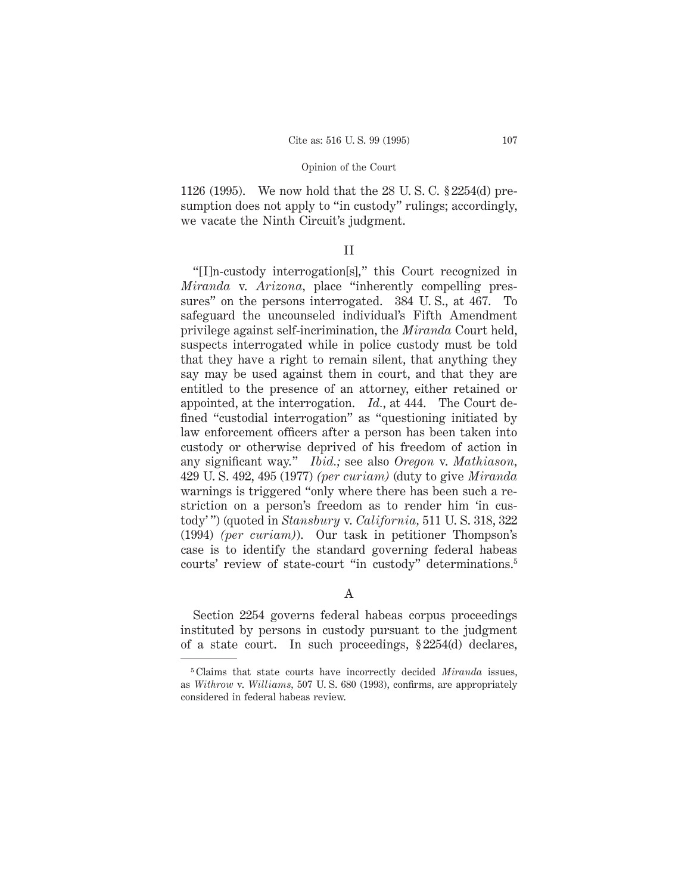1126 (1995). We now hold that the 28 U. S. C. § 2254(d) presumption does not apply to "in custody" rulings; accordingly, we vacate the Ninth Circuit's judgment.

## II

"[I]n-custody interrogation[s]," this Court recognized in *Miranda* v. *Arizona*, place "inherently compelling pressures" on the persons interrogated. 384 U. S., at 467. To safeguard the uncounseled individual's Fifth Amendment privilege against self-incrimination, the *Miranda* Court held, suspects interrogated while in police custody must be told that they have a right to remain silent, that anything they say may be used against them in court, and that they are entitled to the presence of an attorney, either retained or appointed, at the interrogation. *Id.*, at 444. The Court defined "custodial interrogation" as "questioning initiated by law enforcement officers after a person has been taken into custody or otherwise deprived of his freedom of action in any significant way." *Ibid.;* see also *Oregon* v. *Mathiason*, 429 U. S. 492, 495 (1977) *(per curiam)* (duty to give *Miranda* warnings is triggered "only where there has been such a restriction on a person's freedom as to render him 'in custody'") (quoted in *Stansbury* v. *California*, 511 U. S. 318, 322 (1994) *(per curiam)*). Our task in petitioner Thompson's case is to identify the standard governing federal habeas courts' review of state-court "in custody" determinations.[5]

### A

Section 2254 governs federal habeas corpus proceedings instituted by persons in custody pursuant to the judgment of a state court. In such proceedings, § 2254(d) declares,

[5] Claims that state courts have incorrectly decided *Miranda* issues, as *Withrow* v. *Williams*, 507 U. S. 680 (1993), confirms, are appropriately considered in federal habeas review.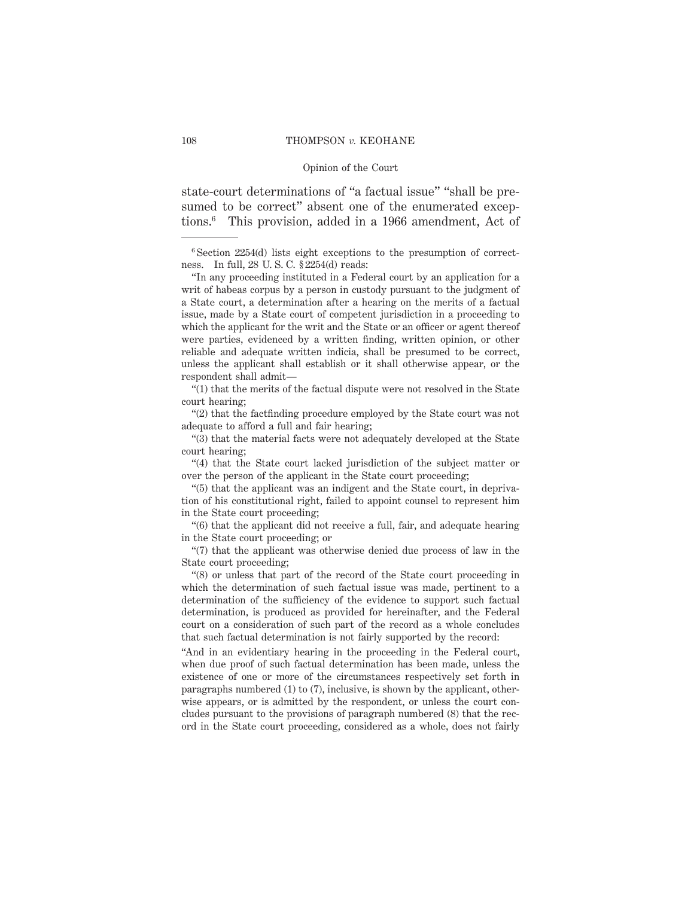state-court determinations of "a factual issue" "shall be presumed to be correct" absent one of the enumerated exceptions.[6] This provision, added in a 1966 amendment, Act of

---

[6] Section 2254(d) lists eight exceptions to the presumption of correctness. In full, 28 U. S. C. §2254(d) reads:

"In any proceeding instituted in a Federal court by an application for a writ of habeas corpus by a person in custody pursuant to the judgment of a State court, a determination after a hearing on the merits of a factual issue, made by a State court of competent jurisdiction in a proceeding to which the applicant for the writ and the State or an officer or agent thereof were parties, evidenced by a written finding, written opinion, or other reliable and adequate written indicia, shall be presumed to be correct, unless the applicant shall establish or it shall otherwise appear, or the respondent shall admit—

"(1) that the merits of the factual dispute were not resolved in the State court hearing;

"(2) that the factfinding procedure employed by the State court was not adequate to afford a full and fair hearing;

"(3) that the material facts were not adequately developed at the State court hearing;

"(4) that the State court lacked jurisdiction of the subject matter or over the person of the applicant in the State court proceeding;

"(5) that the applicant was an indigent and the State court, in deprivation of his constitutional right, failed to appoint counsel to represent him in the State court proceeding;

"(6) that the applicant did not receive a full, fair, and adequate hearing in the State court proceeding; or

"(7) that the applicant was otherwise denied due process of law in the State court proceeding;

"(8) or unless that part of the record of the State court proceeding in which the determination of such factual issue was made, pertinent to a determination of the sufficiency of the evidence to support such factual determination, is produced as provided for hereinafter, and the Federal court on a consideration of such part of the record as a whole concludes that such factual determination is not fairly supported by the record:

"And in an evidentiary hearing in the proceeding in the Federal court, when due proof of such factual determination has been made, unless the existence of one or more of the circumstances respectively set forth in paragraphs numbered (1) to (7), inclusive, is shown by the applicant, otherwise appears, or is admitted by the respondent, or unless the court concludes pursuant to the provisions of paragraph numbered (8) that the record in the State court proceeding, considered as a whole, does not fairly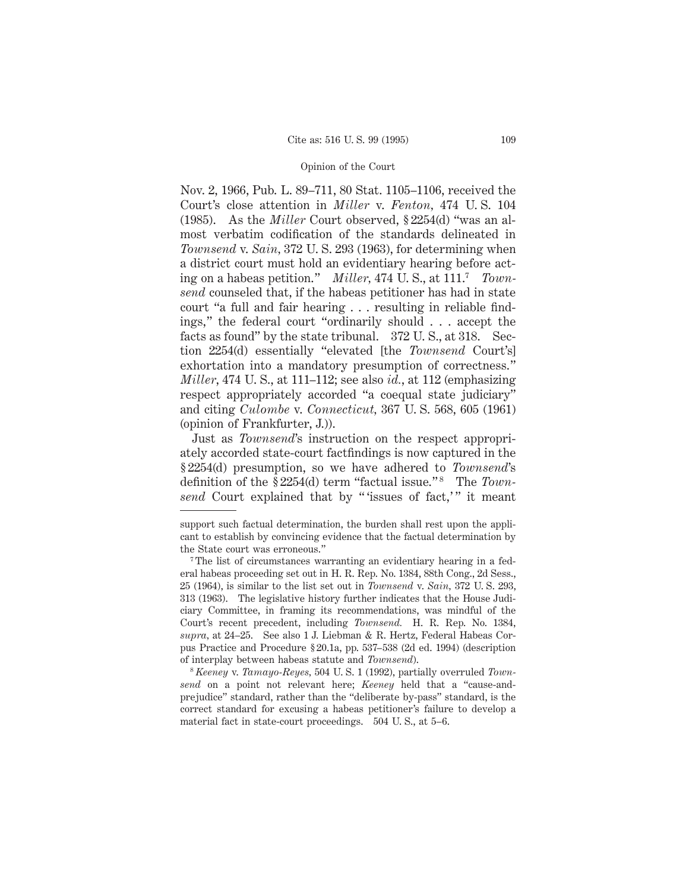Nov. 2, 1966, Pub. L. 89–711, 80 Stat. 1105–1106, received the Court's close attention in *Miller* v. *Fenton,* 474 U. S. 104 (1985). As the *Miller* Court observed, § 2254(d) "was an almost verbatim codification of the standards delineated in *Townsend* v. *Sain,* 372 U. S. 293 (1963), for determining when a district court must hold an evidentiary hearing before acting on a habeas petition." *Miller,* 474 U. S., at 111.[7] *Townsend* counseled that, if the habeas petitioner has had in state court "a full and fair hearing . . . resulting in reliable findings," the federal court "ordinarily should . . . accept the facts as found" by the state tribunal. 372 U. S., at 318. Section 2254(d) essentially "elevated [the *Townsend* Court's] exhortation into a mandatory presumption of correctness." *Miller,* 474 U. S., at 111–112; see also *id.,* at 112 (emphasizing respect appropriately accorded "a coequal state judiciary" and citing *Culombe* v. *Connecticut,* 367 U. S. 568, 605 (1961) (opinion of Frankfurter, J.)).

Just as *Townsend*'s instruction on the respect appropriately accorded state-court factfindings is now captured in the § 2254(d) presumption, so we have adhered to *Townsend*'s definition of the § 2254(d) term "factual issue."[8] The *Townsend* Court explained that by "'issues of fact,'" it meant

---

support such factual determination, the burden shall rest upon the applicant to establish by convincing evidence that the factual determination by the State court was erroneous."

[7] The list of circumstances warranting an evidentiary hearing in a federal habeas proceeding set out in H. R. Rep. No. 1384, 88th Cong., 2d Sess., 25 (1964), is similar to the list set out in *Townsend* v. *Sain,* 372 U. S. 293, 313 (1963). The legislative history further indicates that the House Judiciary Committee, in framing its recommendations, was mindful of the Court's recent precedent, including *Townsend.* H. R. Rep. No. 1384, *supra,* at 24–25. See also 1 J. Liebman & R. Hertz, Federal Habeas Corpus Practice and Procedure § 20.1a, pp. 537–538 (2d ed. 1994) (description of interplay between habeas statute and *Townsend*).

[8] *Keeney* v. *Tamayo-Reyes,* 504 U. S. 1 (1992), partially overruled *Townsend* on a point not relevant here; *Keeney* held that a "cause-and-prejudice" standard, rather than the "deliberate by-pass" standard, is the correct standard for excusing a habeas petitioner's failure to develop a material fact in state-court proceedings. 504 U. S., at 5–6.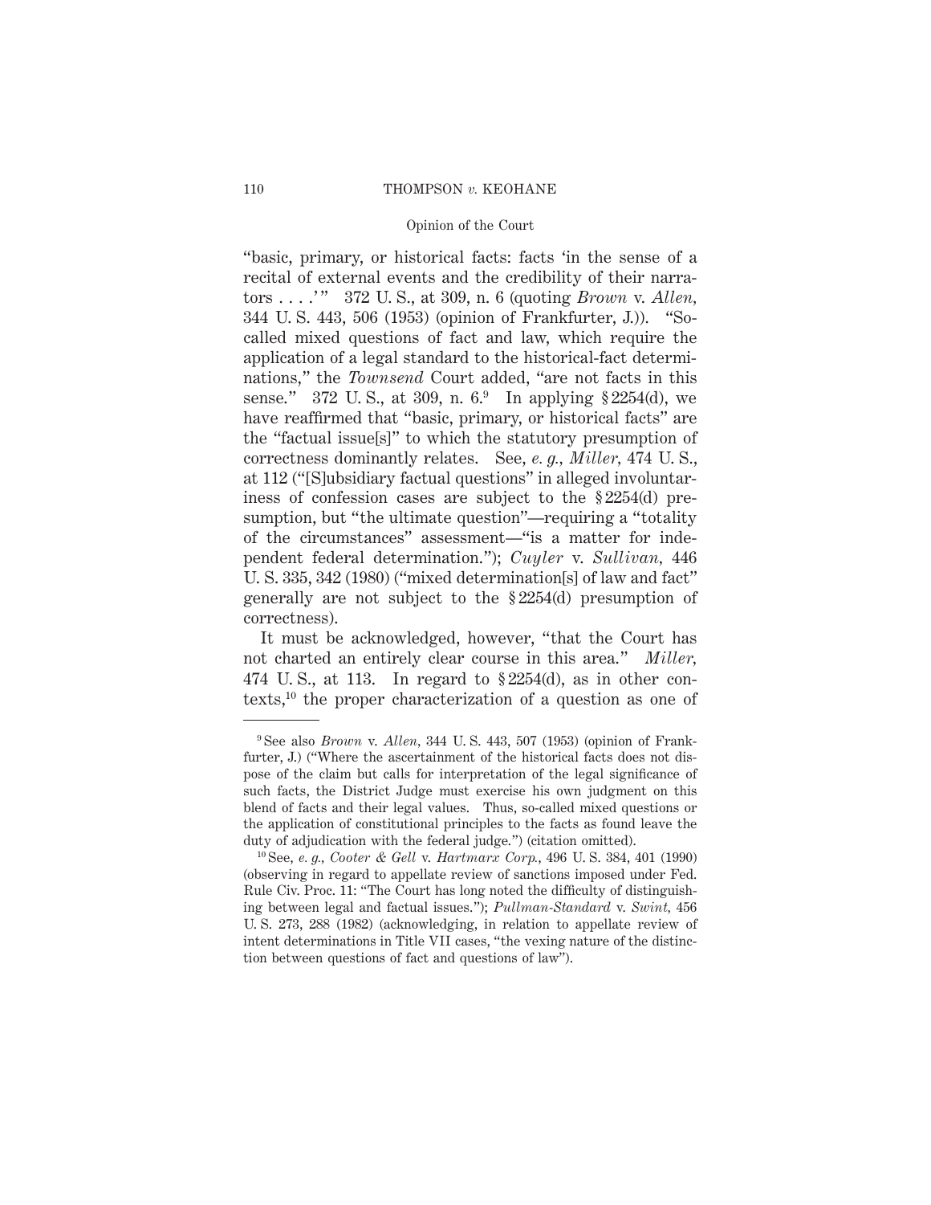"basic, primary, or historical facts: facts 'in the sense of a recital of external events and the credibility of their narrators . . . .'" 372 U. S., at 309, n. 6 (quoting *Brown* v. *Allen*, 344 U. S. 443, 506 (1953) (opinion of Frankfurter, J.)). "So-called mixed questions of fact and law, which require the application of a legal standard to the historical-fact determinations," the *Townsend* Court added, "are not facts in this sense." 372 U. S., at 309, n. 6.[9] In applying § 2254(d), we have reaffirmed that "basic, primary, or historical facts" are the "factual issue[s]" to which the statutory presumption of correctness dominantly relates. See, *e. g., Miller*, 474 U. S., at 112 ("[S]ubsidiary factual questions" in alleged involuntariness of confession cases are subject to the § 2254(d) presumption, but "the ultimate question"—requiring a "totality of the circumstances" assessment—"is a matter for independent federal determination."); *Cuyler* v. *Sullivan*, 446 U. S. 335, 342 (1980) ("mixed determination[s] of law and fact" generally are not subject to the § 2254(d) presumption of correctness).

It must be acknowledged, however, "that the Court has not charted an entirely clear course in this area." *Miller*, 474 U. S., at 113. In regard to § 2254(d), as in other contexts,[10] the proper characterization of a question as one of

---

[9] See also *Brown* v. *Allen*, 344 U. S. 443, 507 (1953) (opinion of Frankfurter, J.) ("Where the ascertainment of the historical facts does not dispose of the claim but calls for interpretation of the legal significance of such facts, the District Judge must exercise his own judgment on this blend of facts and their legal values. Thus, so-called mixed questions or the application of constitutional principles to the facts as found leave the duty of adjudication with the federal judge.") (citation omitted).

[10] See, *e. g., Cooter & Gell* v. *Hartmarx Corp.*, 496 U. S. 384, 401 (1990) (observing in regard to appellate review of sanctions imposed under Fed. Rule Civ. Proc. 11: "The Court has long noted the difficulty of distinguishing between legal and factual issues."); *Pullman-Standard* v. *Swint*, 456 U. S. 273, 288 (1982) (acknowledging, in relation to appellate review of intent determinations in Title VII cases, "the vexing nature of the distinction between questions of fact and questions of law").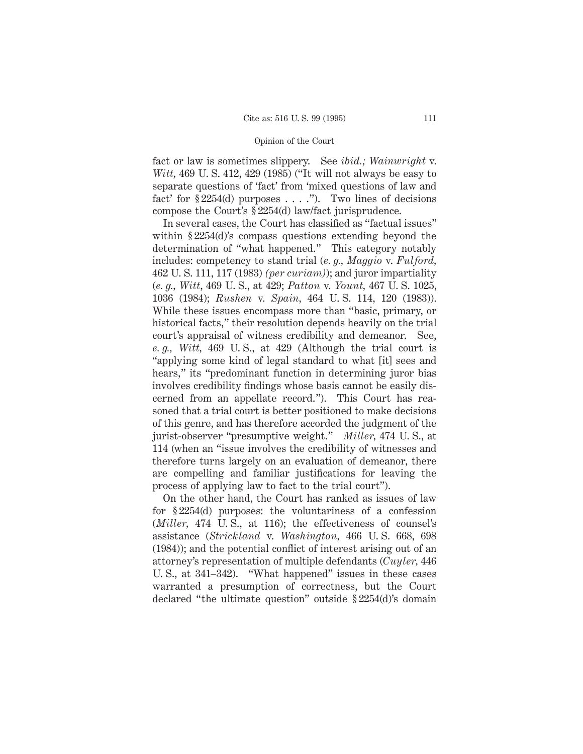fact or law is sometimes slippery. See *ibid.; Wainwright* v. *Witt,* 469 U. S. 412, 429 (1985) ("It will not always be easy to separate questions of 'fact' from 'mixed questions of law and fact' for § 2254(d) purposes . . . ."). Two lines of decisions compose the Court's § 2254(d) law/fact jurisprudence.

In several cases, the Court has classified as "factual issues" within § 2254(d)'s compass questions extending beyond the determination of "what happened." This category notably includes: competency to stand trial (*e. g., Maggio* v. *Fulford,* 462 U. S. 111, 117 (1983) *(per curiam)*); and juror impartiality (*e. g., Witt,* 469 U. S., at 429; *Patton* v. *Yount,* 467 U. S. 1025, 1036 (1984); *Rushen* v. *Spain,* 464 U. S. 114, 120 (1983)). While these issues encompass more than "basic, primary, or historical facts," their resolution depends heavily on the trial court's appraisal of witness credibility and demeanor. See, *e. g., Witt,* 469 U. S., at 429 (Although the trial court is "applying some kind of legal standard to what [it] sees and hears," its "predominant function in determining juror bias involves credibility findings whose basis cannot be easily discerned from an appellate record."). This Court has reasoned that a trial court is better positioned to make decisions of this genre, and has therefore accorded the judgment of the jurist-observer "presumptive weight." *Miller,* 474 U. S., at 114 (when an "issue involves the credibility of witnesses and therefore turns largely on an evaluation of demeanor, there are compelling and familiar justifications for leaving the process of applying law to fact to the trial court").

On the other hand, the Court has ranked as issues of law for § 2254(d) purposes: the voluntariness of a confession (*Miller,* 474 U. S., at 116); the effectiveness of counsel's assistance (*Strickland* v. *Washington,* 466 U. S. 668, 698 (1984)); and the potential conflict of interest arising out of an attorney's representation of multiple defendants (*Cuyler,* 446 U. S., at 341–342). "What happened" issues in these cases warranted a presumption of correctness, but the Court declared "the ultimate question" outside § 2254(d)'s domain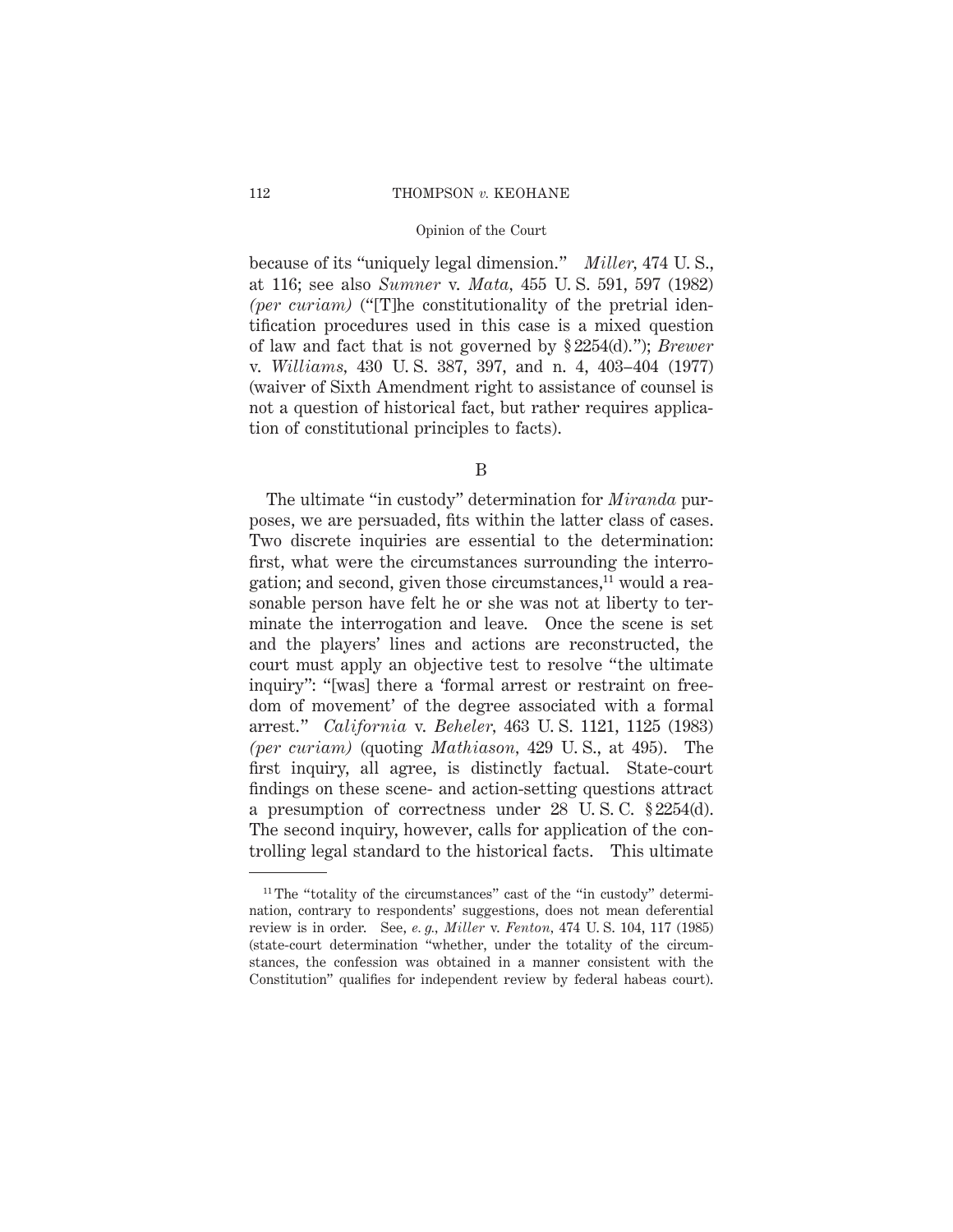because of its "uniquely legal dimension." *Miller*, 474 U. S., at 116; see also *Sumner* v. *Mata*, 455 U. S. 591, 597 (1982) *(per curiam)* ("[T]he constitutionality of the pretrial identification procedures used in this case is a mixed question of law and fact that is not governed by § 2254(d)."); *Brewer* v. *Williams*, 430 U. S. 387, 397, and n. 4, 403–404 (1977) (waiver of Sixth Amendment right to assistance of counsel is not a question of historical fact, but rather requires application of constitutional principles to facts).

B

The ultimate "in custody" determination for *Miranda* purposes, we are persuaded, fits within the latter class of cases. Two discrete inquiries are essential to the determination: first, what were the circumstances surrounding the interrogation; and second, given those circumstances,[11] would a reasonable person have felt he or she was not at liberty to terminate the interrogation and leave. Once the scene is set and the players' lines and actions are reconstructed, the court must apply an objective test to resolve "the ultimate inquiry": "[was] there a 'formal arrest or restraint on freedom of movement' of the degree associated with a formal arrest." *California* v. *Beheler*, 463 U. S. 1121, 1125 (1983) *(per curiam)* (quoting *Mathiason*, 429 U. S., at 495). The first inquiry, all agree, is distinctly factual. State-court findings on these scene- and action-setting questions attract a presumption of correctness under 28 U. S. C. § 2254(d). The second inquiry, however, calls for application of the controlling legal standard to the historical facts. This ultimate

---

[11] The "totality of the circumstances" cast of the "in custody" determination, contrary to respondents' suggestions, does not mean deferential review is in order. See, *e. g.*, *Miller* v. *Fenton*, 474 U. S. 104, 117 (1985) (state-court determination "whether, under the totality of the circumstances, the confession was obtained in a manner consistent with the Constitution" qualifies for independent review by federal habeas court).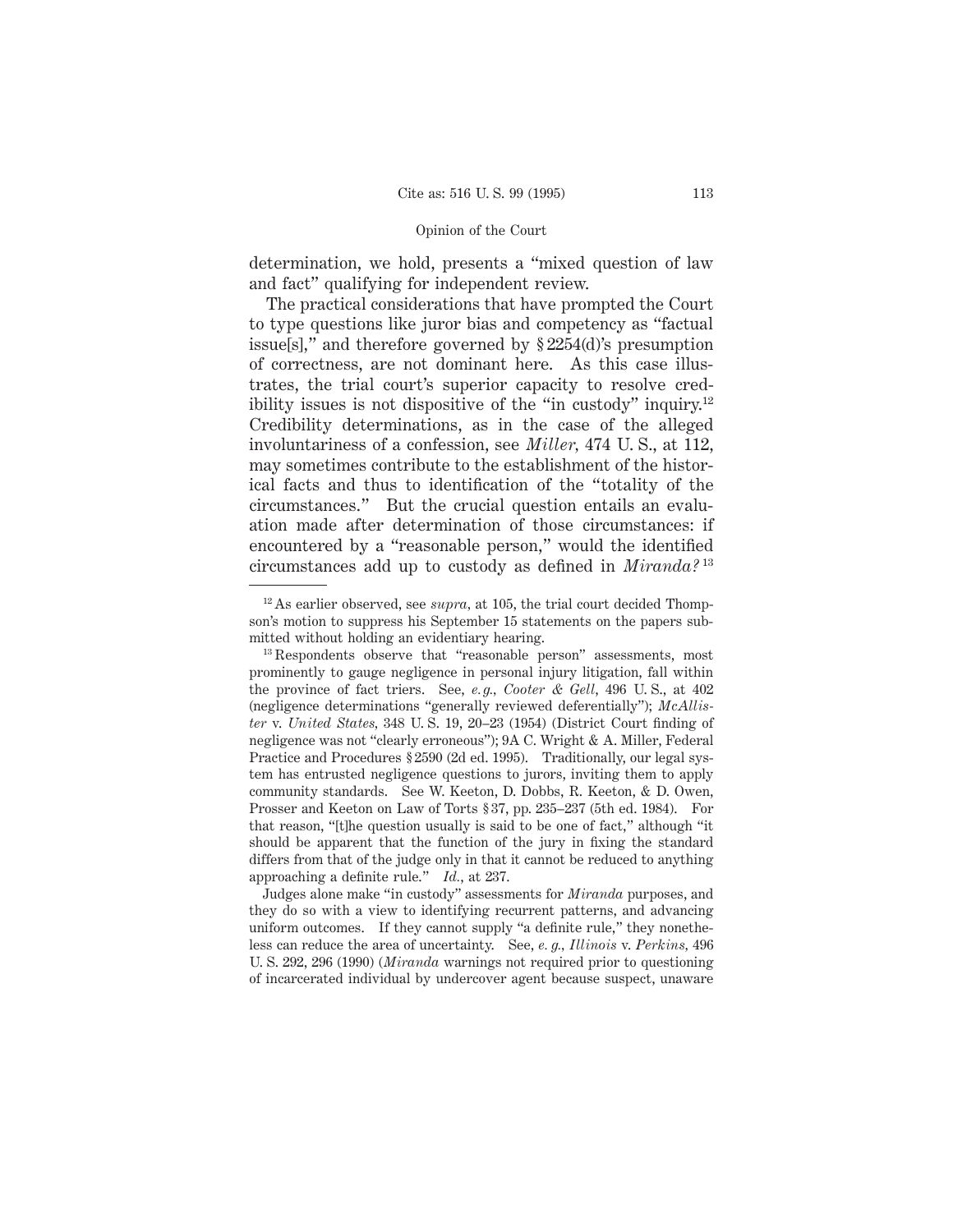determination, we hold, presents a "mixed question of law and fact" qualifying for independent review.

The practical considerations that have prompted the Court to type questions like juror bias and competency as "factual issue[s]," and therefore governed by § 2254(d)'s presumption of correctness, are not dominant here. As this case illustrates, the trial court's superior capacity to resolve credibility issues is not dispositive of the "in custody" inquiry.[12] Credibility determinations, as in the case of the alleged involuntariness of a confession, see *Miller*, 474 U. S., at 112, may sometimes contribute to the establishment of the historical facts and thus to identification of the "totality of the circumstances." But the crucial question entails an evaluation made after determination of those circumstances: if encountered by a "reasonable person," would the identified circumstances add up to custody as defined in *Miranda?*[13]

---

[12] As earlier observed, see *supra*, at 105, the trial court decided Thompson's motion to suppress his September 15 statements on the papers submitted without holding an evidentiary hearing.

[13] Respondents observe that "reasonable person" assessments, most prominently to gauge negligence in personal injury litigation, fall within the province of fact triers. See, *e. g., Cooter & Gell*, 496 U. S., at 402 (negligence determinations "generally reviewed deferentially"); *McAllister* v. *United States*, 348 U. S. 19, 20–23 (1954) (District Court finding of negligence was not "clearly erroneous"); 9A C. Wright & A. Miller, Federal Practice and Procedures § 2590 (2d ed. 1995). Traditionally, our legal system has entrusted negligence questions to jurors, inviting them to apply community standards. See W. Keeton, D. Dobbs, R. Keeton, & D. Owen, Prosser and Keeton on Law of Torts § 37, pp. 235–237 (5th ed. 1984). For that reason, "[t]he question usually is said to be one of fact," although "it should be apparent that the function of the jury in fixing the standard differs from that of the judge only in that it cannot be reduced to anything approaching a definite rule." *Id.*, at 237.

Judges alone make "in custody" assessments for *Miranda* purposes, and they do so with a view to identifying recurrent patterns, and advancing uniform outcomes. If they cannot supply "a definite rule," they nonetheless can reduce the area of uncertainty. See, *e. g., Illinois* v. *Perkins*, 496 U. S. 292, 296 (1990) (*Miranda* warnings not required prior to questioning of incarcerated individual by undercover agent because suspect, unaware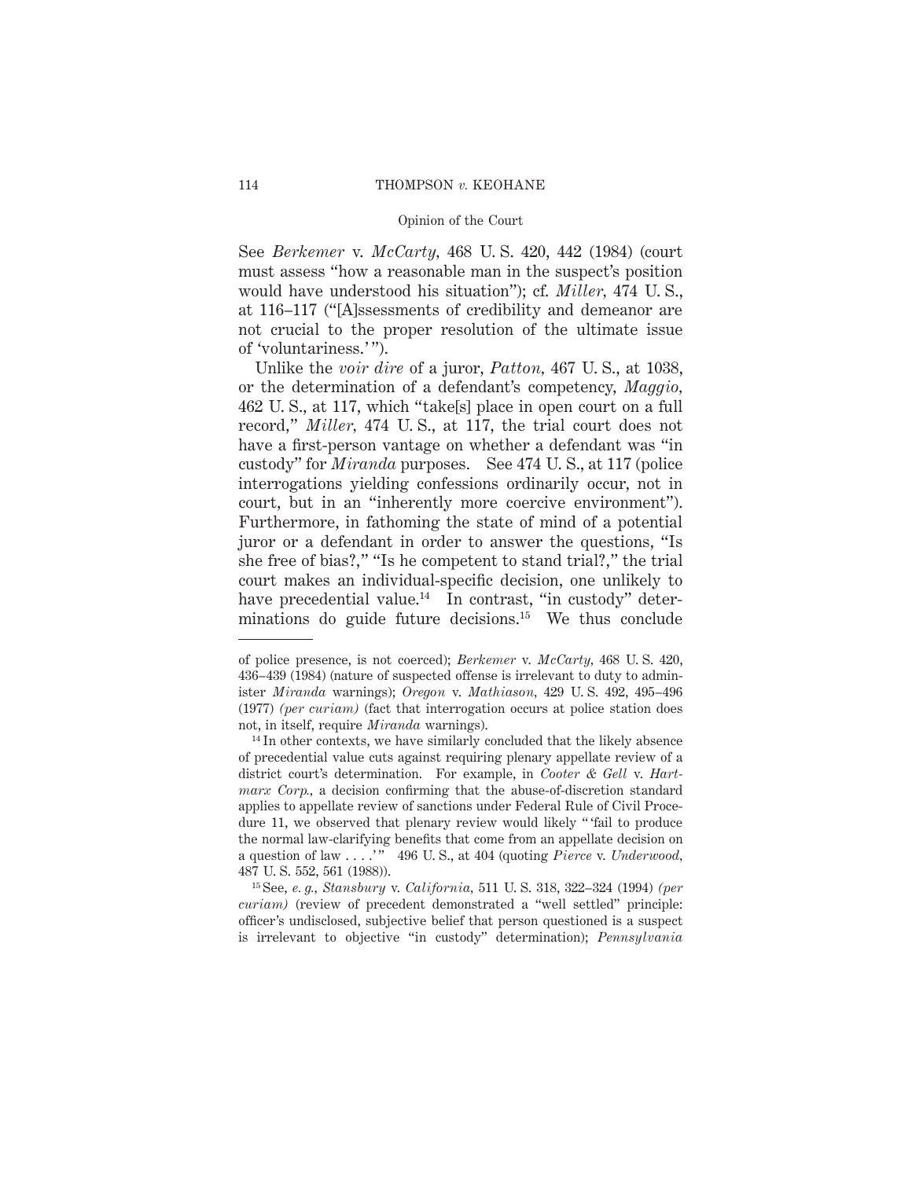See *Berkemer* v. *McCarty*, 468 U. S. 420, 442 (1984) (court must assess "how a reasonable man in the suspect's position would have understood his situation"); cf. *Miller*, 474 U. S., at 116–117 ("[A]ssessments of credibility and demeanor are not crucial to the proper resolution of the ultimate issue of 'voluntariness.'").

Unlike the *voir dire* of a juror, *Patton*, 467 U. S., at 1038, or the determination of a defendant's competency, *Maggio*, 462 U. S., at 117, which "take[s] place in open court on a full record," *Miller*, 474 U. S., at 117, the trial court does not have a first-person vantage on whether a defendant was "in custody" for *Miranda* purposes. See 474 U. S., at 117 (police interrogations yielding confessions ordinarily occur, not in court, but in an "inherently more coercive environment"). Furthermore, in fathoming the state of mind of a potential juror or a defendant in order to answer the questions, "Is she free of bias?," "Is he competent to stand trial?," the trial court makes an individual-specific decision, one unlikely to have precedential value.[14] In contrast, "in custody" determinations do guide future decisions.[15] We thus conclude

---

of police presence, is not coerced); *Berkemer* v. *McCarty*, 468 U. S. 420, 436–439 (1984) (nature of suspected offense is irrelevant to duty to administer *Miranda* warnings); *Oregon* v. *Mathiason*, 429 U. S. 492, 495–496 (1977) *(per curiam)* (fact that interrogation occurs at police station does not, in itself, require *Miranda* warnings).

[14] In other contexts, we have similarly concluded that the likely absence of precedential value cuts against requiring plenary appellate review of a district court's determination. For example, in *Cooter & Gell* v. *Hartmarx Corp.*, a decision confirming that the abuse-of-discretion standard applies to appellate review of sanctions under Federal Rule of Civil Procedure 11, we observed that plenary review would likely "'fail to produce the normal law-clarifying benefits that come from an appellate decision on a question of law . . . .'" 496 U. S., at 404 (quoting *Pierce* v. *Underwood*, 487 U. S. 552, 561 (1988)).

[15] See, *e. g.*, *Stansbury* v. *California*, 511 U. S. 318, 322–324 (1994) *(per curiam)* (review of precedent demonstrated a "well settled" principle: officer's undisclosed, subjective belief that person questioned is a suspect is irrelevant to objective "in custody" determination); *Pennsylvania*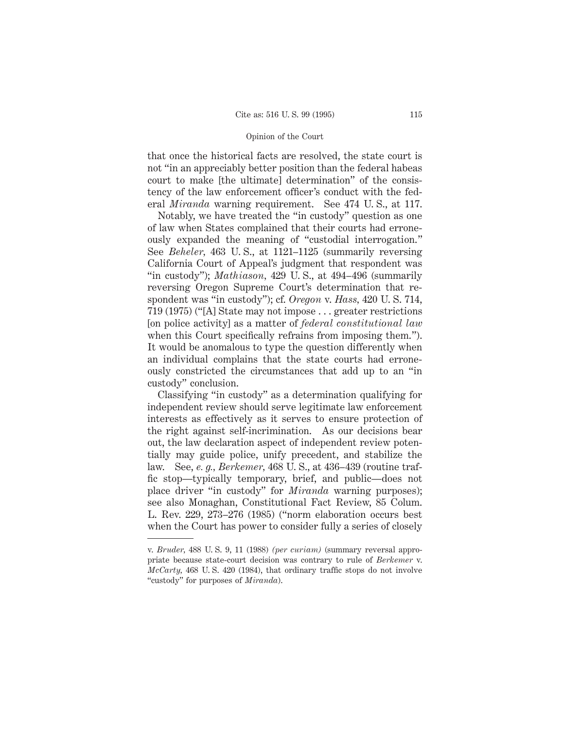that once the historical facts are resolved, the state court is not "in an appreciably better position than the federal habeas court to make [the ultimate] determination" of the consistency of the law enforcement officer's conduct with the federal *Miranda* warning requirement. See 474 U. S., at 117.

Notably, we have treated the "in custody" question as one of law when States complained that their courts had erroneously expanded the meaning of "custodial interrogation." See *Beheler,* 463 U. S., at 1121–1125 (summarily reversing California Court of Appeal's judgment that respondent was "in custody"); *Mathiason,* 429 U. S., at 494–496 (summarily reversing Oregon Supreme Court's determination that respondent was "in custody"); cf. *Oregon* v. *Hass,* 420 U. S. 714, 719 (1975) ("[A] State may not impose . . . greater restrictions [on police activity] as a matter of *federal constitutional law* when this Court specifically refrains from imposing them."). It would be anomalous to type the question differently when an individual complains that the state courts had erroneously constricted the circumstances that add up to an "in custody" conclusion.

Classifying "in custody" as a determination qualifying for independent review should serve legitimate law enforcement interests as effectively as it serves to ensure protection of the right against self-incrimination. As our decisions bear out, the law declaration aspect of independent review potentially may guide police, unify precedent, and stabilize the law. See, *e. g., Berkemer,* 468 U. S., at 436–439 (routine traffic stop—typically temporary, brief, and public—does not place driver "in custody" for *Miranda* warning purposes); see also Monaghan, Constitutional Fact Review, 85 Colum. L. Rev. 229, 273–276 (1985) ("norm elaboration occurs best when the Court has power to consider fully a series of closely

---

v. *Bruder,* 488 U. S. 9, 11 (1988) *(per curiam)* (summary reversal appropriate because state-court decision was contrary to rule of *Berkemer* v. *McCarty,* 468 U. S. 420 (1984), that ordinary traffic stops do not involve "custody" for purposes of *Miranda*).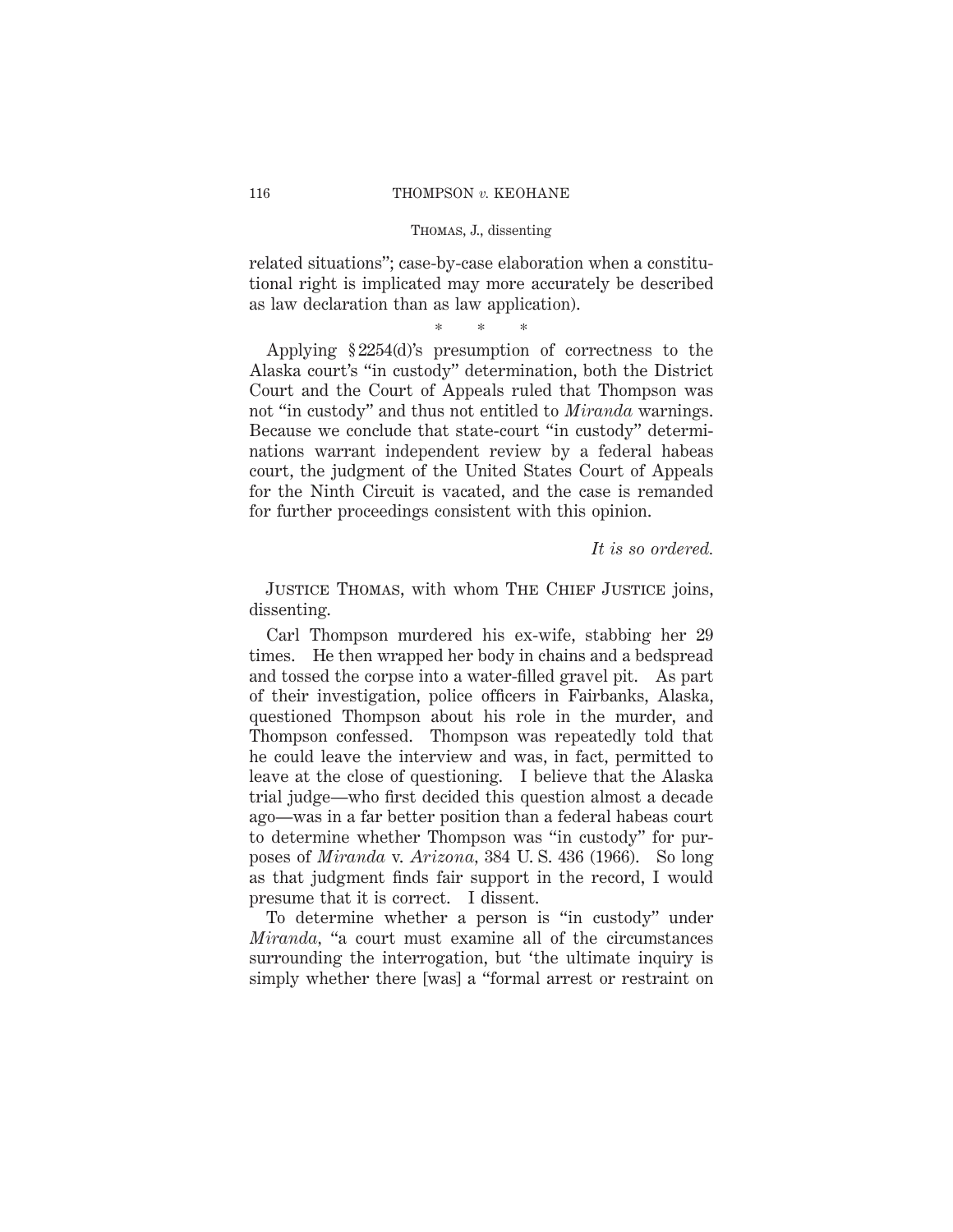related situations"; case-by-case elaboration when a constitutional right is implicated may more accurately be described as law declaration than as law application).

\* \* \*

Applying § 2254(d)'s presumption of correctness to the Alaska court's "in custody" determination, both the District Court and the Court of Appeals ruled that Thompson was not "in custody" and thus not entitled to *Miranda* warnings. Because we conclude that state-court "in custody" determinations warrant independent review by a federal habeas court, the judgment of the United States Court of Appeals for the Ninth Circuit is vacated, and the case is remanded for further proceedings consistent with this opinion.

*It is so ordered.*

Justice Thomas, with whom The Chief Justice joins, dissenting.

Carl Thompson murdered his ex-wife, stabbing her 29 times. He then wrapped her body in chains and a bedspread and tossed the corpse into a water-filled gravel pit. As part of their investigation, police officers in Fairbanks, Alaska, questioned Thompson about his role in the murder, and Thompson confessed. Thompson was repeatedly told that he could leave the interview and was, in fact, permitted to leave at the close of questioning. I believe that the Alaska trial judge—who first decided this question almost a decade ago—was in a far better position than a federal habeas court to determine whether Thompson was "in custody" for purposes of *Miranda* v. *Arizona*, 384 U. S. 436 (1966). So long as that judgment finds fair support in the record, I would presume that it is correct. I dissent.

To determine whether a person is "in custody" under *Miranda*, "a court must examine all of the circumstances surrounding the interrogation, but 'the ultimate inquiry is simply whether there [was] a "formal arrest or restraint on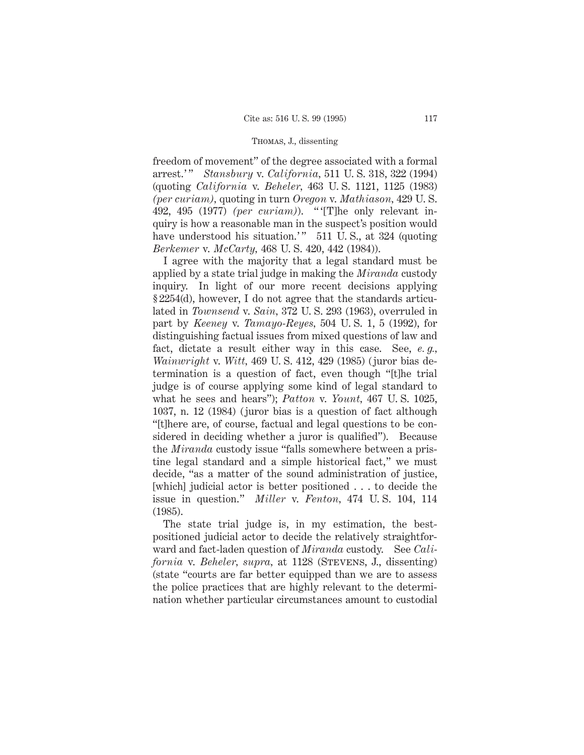freedom of movement" of the degree associated with a formal arrest.'" *Stansbury* v. *California*, 511 U. S. 318, 322 (1994) (quoting *California* v. *Beheler*, 463 U. S. 1121, 1125 (1983) *(per curiam)*, quoting in turn *Oregon* v. *Mathiason*, 429 U. S. 492, 495 (1977) *(per curiam)*). "'[T]he only relevant inquiry is how a reasonable man in the suspect's position would have understood his situation.'" 511 U. S., at 324 (quoting *Berkemer* v. *McCarty*, 468 U. S. 420, 442 (1984)).

I agree with the majority that a legal standard must be applied by a state trial judge in making the *Miranda* custody inquiry. In light of our more recent decisions applying § 2254(d), however, I do not agree that the standards articulated in *Townsend* v. *Sain*, 372 U. S. 293 (1963), overruled in part by *Keeney* v. *Tamayo-Reyes*, 504 U. S. 1, 5 (1992), for distinguishing factual issues from mixed questions of law and fact, dictate a result either way in this case. See, *e. g.*, *Wainwright* v. *Witt*, 469 U. S. 412, 429 (1985) (juror bias determination is a question of fact, even though "[t]he trial judge is of course applying some kind of legal standard to what he sees and hears"); *Patton* v. *Yount*, 467 U. S. 1025, 1037, n. 12 (1984) (juror bias is a question of fact although "[t]here are, of course, factual and legal questions to be considered in deciding whether a juror is qualified"). Because the *Miranda* custody issue "falls somewhere between a pristine legal standard and a simple historical fact," we must decide, "as a matter of the sound administration of justice, [which] judicial actor is better positioned . . . to decide the issue in question." *Miller* v. *Fenton*, 474 U. S. 104, 114 (1985).

The state trial judge is, in my estimation, the best-positioned judicial actor to decide the relatively straightforward and fact-laden question of *Miranda* custody. See *California* v. *Beheler*, *supra*, at 1128 (Stevens, J., dissenting) (state "courts are far better equipped than we are to assess the police practices that are highly relevant to the determination whether particular circumstances amount to custodial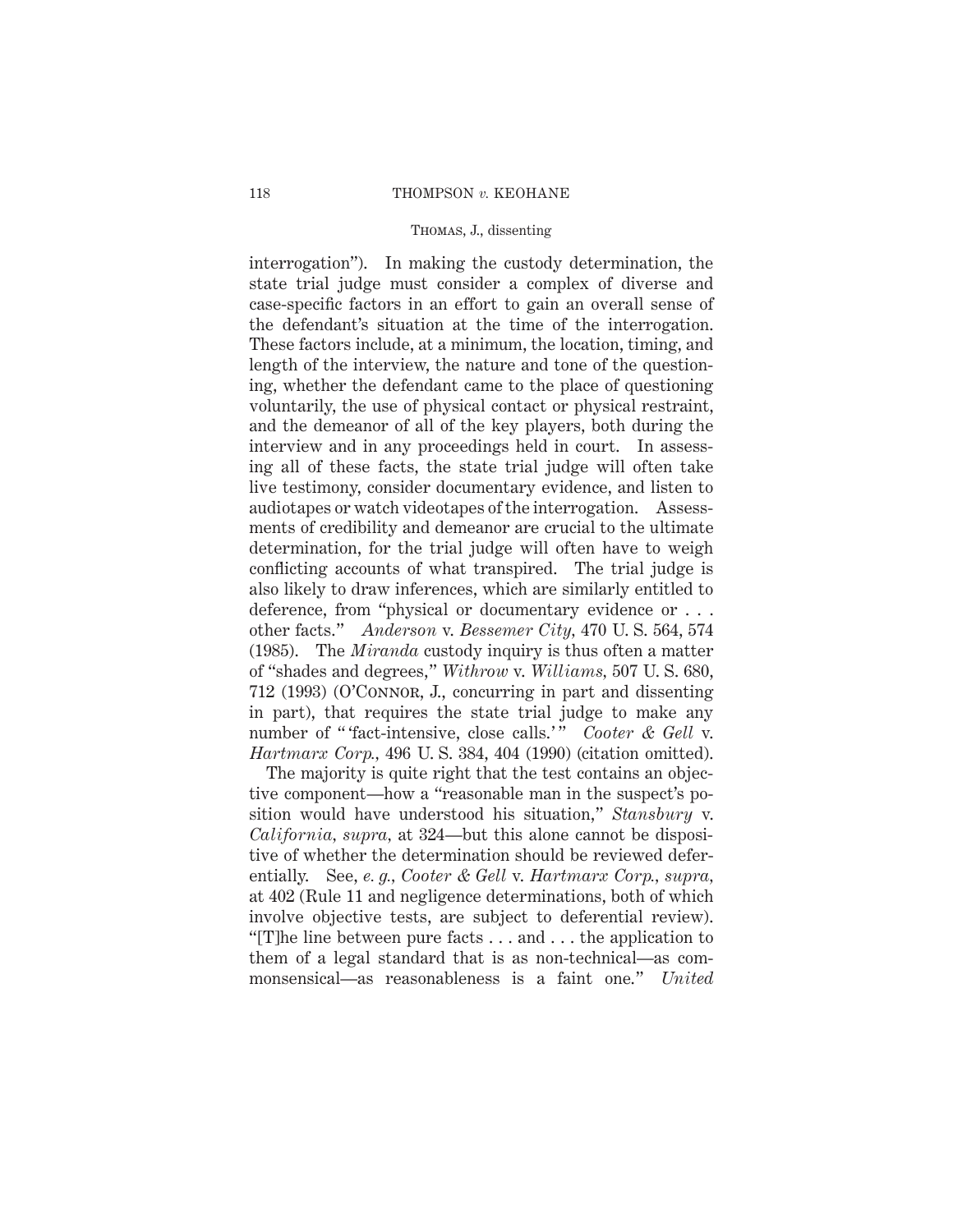interrogation"). In making the custody determination, the state trial judge must consider a complex of diverse and case-specific factors in an effort to gain an overall sense of the defendant's situation at the time of the interrogation. These factors include, at a minimum, the location, timing, and length of the interview, the nature and tone of the questioning, whether the defendant came to the place of questioning voluntarily, the use of physical contact or physical restraint, and the demeanor of all of the key players, both during the interview and in any proceedings held in court. In assessing all of these facts, the state trial judge will often take live testimony, consider documentary evidence, and listen to audiotapes or watch videotapes of the interrogation. Assessments of credibility and demeanor are crucial to the ultimate determination, for the trial judge will often have to weigh conflicting accounts of what transpired. The trial judge is also likely to draw inferences, which are similarly entitled to deference, from "physical or documentary evidence or . . . other facts." *Anderson* v. *Bessemer City,* 470 U. S. 564, 574 (1985). The *Miranda* custody inquiry is thus often a matter of "shades and degrees," *Withrow* v. *Williams,* 507 U. S. 680, 712 (1993) (O'Connor, J., concurring in part and dissenting in part), that requires the state trial judge to make any number of " 'fact-intensive, close calls.' " *Cooter & Gell* v. *Hartmarx Corp.*, 496 U. S. 384, 404 (1990) (citation omitted).

The majority is quite right that the test contains an objective component—how a "reasonable man in the suspect's position would have understood his situation," *Stansbury* v. *California, supra,* at 324—but this alone cannot be dispositive of whether the determination should be reviewed deferentially. See, *e. g., Cooter & Gell* v. *Hartmarx Corp., supra,* at 402 (Rule 11 and negligence determinations, both of which involve objective tests, are subject to deferential review). "[T]he line between pure facts . . . and . . . the application to them of a legal standard that is as non-technical—as commonsensical—as reasonableness is a faint one." *United*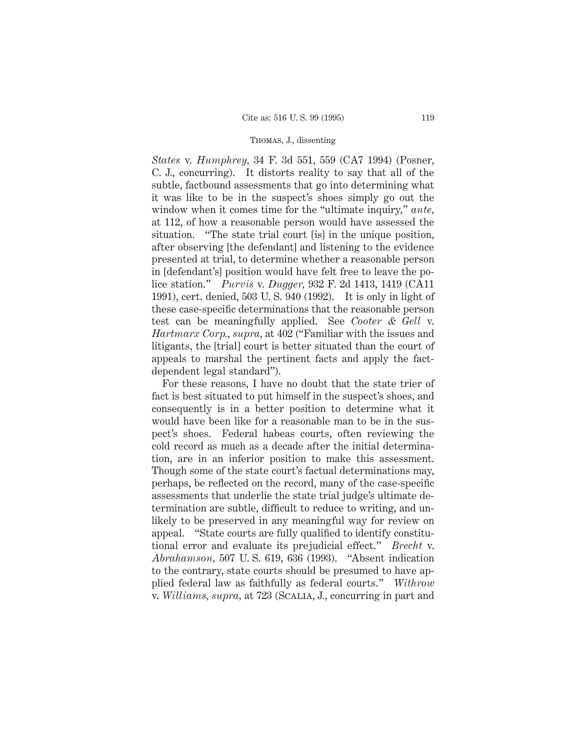*States* v. *Humphrey*, 34 F. 3d 551, 559 (CA7 1994) (Posner, C. J., concurring). It distorts reality to say that all of the subtle, factbound assessments that go into determining what it was like to be in the suspect's shoes simply go out the window when it comes time for the "ultimate inquiry," *ante*, at 112, of how a reasonable person would have assessed the situation. "The state trial court [is] in the unique position, after observing [the defendant] and listening to the evidence presented at trial, to determine whether a reasonable person in [defendant's] position would have felt free to leave the police station." *Purvis* v. *Dugger*, 932 F. 2d 1413, 1419 (CA11 1991), cert. denied, 503 U. S. 940 (1992). It is only in light of these case-specific determinations that the reasonable person test can be meaningfully applied. See *Cooter & Gell* v. *Hartmarx Corp.*, *supra*, at 402 ("Familiar with the issues and litigants, the [trial] court is better situated than the court of appeals to marshal the pertinent facts and apply the fact-dependent legal standard").

For these reasons, I have no doubt that the state trier of fact is best situated to put himself in the suspect's shoes, and consequently is in a better position to determine what it would have been like for a reasonable man to be in the suspect's shoes. Federal habeas courts, often reviewing the cold record as much as a decade after the initial determination, are in an inferior position to make this assessment. Though some of the state court's factual determinations may, perhaps, be reflected on the record, many of the case-specific assessments that underlie the state trial judge's ultimate determination are subtle, difficult to reduce to writing, and unlikely to be preserved in any meaningful way for review on appeal. "State courts are fully qualified to identify constitutional error and evaluate its prejudicial effect." *Brecht* v. *Abrahamson*, 507 U. S. 619, 636 (1993). "Absent indication to the contrary, state courts should be presumed to have applied federal law as faithfully as federal courts." *Withrow* v. *Williams*, *supra*, at 723 (Scalia, J., concurring in part and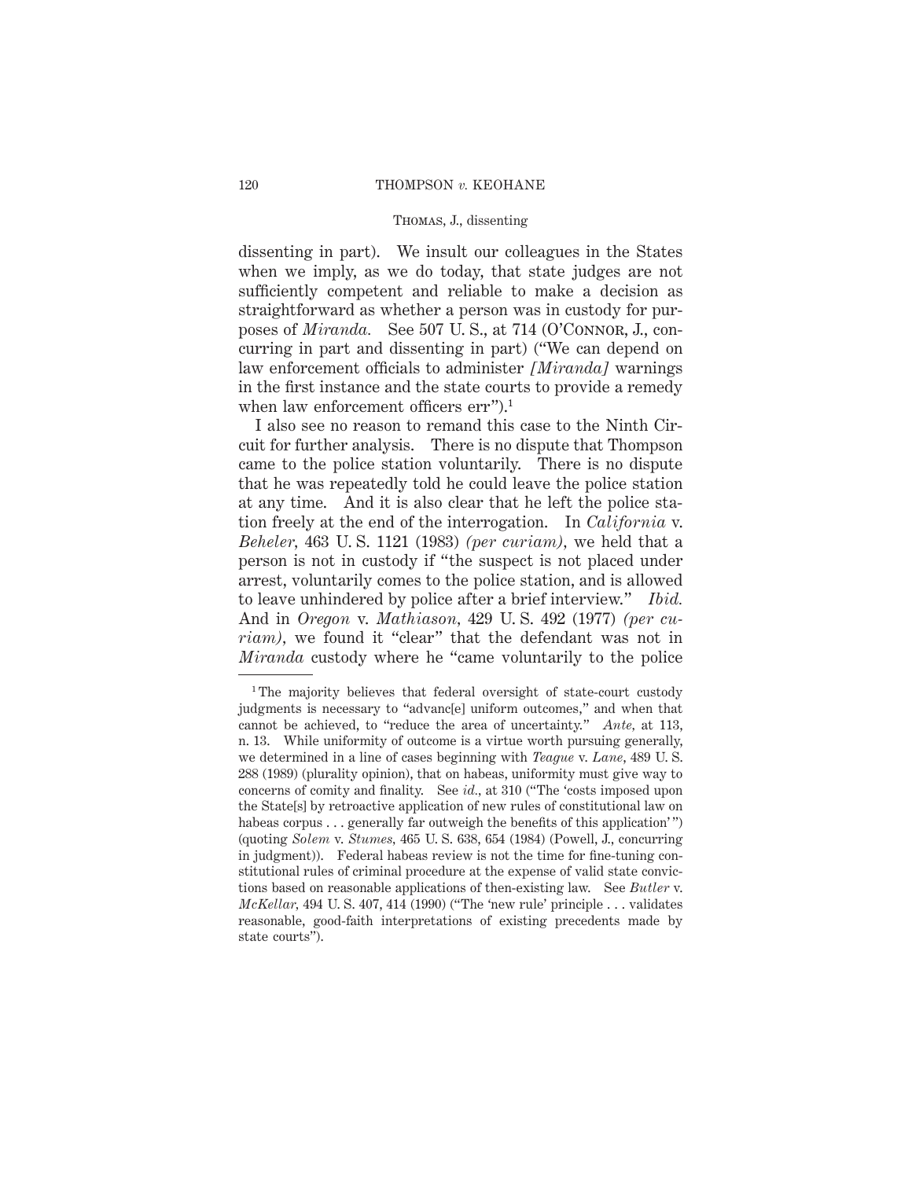dissenting in part). We insult our colleagues in the States when we imply, as we do today, that state judges are not sufficiently competent and reliable to make a decision as straightforward as whether a person was in custody for purposes of *Miranda*. See 507 U. S., at 714 (O'Connor, J., concurring in part and dissenting in part) ("We can depend on law enforcement officials to administer *[Miranda]* warnings in the first instance and the state courts to provide a remedy when law enforcement officers err").[1]

I also see no reason to remand this case to the Ninth Circuit for further analysis. There is no dispute that Thompson came to the police station voluntarily. There is no dispute that he was repeatedly told he could leave the police station at any time. And it is also clear that he left the police station freely at the end of the interrogation. In *California* v. *Beheler*, 463 U. S. 1121 (1983) *(per curiam)*, we held that a person is not in custody if "the suspect is not placed under arrest, voluntarily comes to the police station, and is allowed to leave unhindered by police after a brief interview." *Ibid.* And in *Oregon* v. *Mathiason*, 429 U. S. 492 (1977) *(per curiam)*, we found it "clear" that the defendant was not in *Miranda* custody where he "came voluntarily to the police

---

[1] The majority believes that federal oversight of state-court custody judgments is necessary to "advanc[e] uniform outcomes," and when that cannot be achieved, to "reduce the area of uncertainty." *Ante*, at 113, n. 13. While uniformity of outcome is a virtue worth pursuing generally, we determined in a line of cases beginning with *Teague* v. *Lane*, 489 U. S. 288 (1989) (plurality opinion), that on habeas, uniformity must give way to concerns of comity and finality. See *id.*, at 310 ("The 'costs imposed upon the State[s] by retroactive application of new rules of constitutional law on habeas corpus . . . generally far outweigh the benefits of this application'") (quoting *Solem* v. *Stumes*, 465 U. S. 638, 654 (1984) (Powell, J., concurring in judgment)). Federal habeas review is not the time for fine-tuning constitutional rules of criminal procedure at the expense of valid state convictions based on reasonable applications of then-existing law. See *Butler* v. *McKellar*, 494 U. S. 407, 414 (1990) ("The 'new rule' principle . . . validates reasonable, good-faith interpretations of existing precedents made by state courts").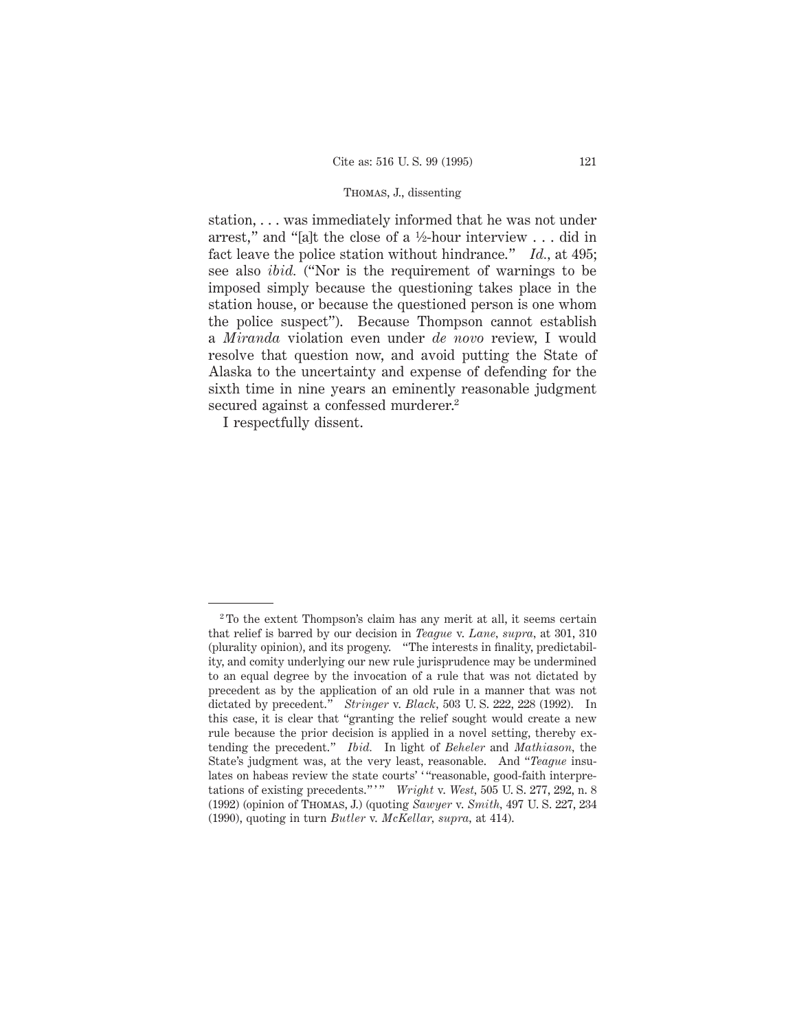station, . . . was immediately informed that he was not under arrest," and "[a]t the close of a ½-hour interview . . . did in fact leave the police station without hindrance." *Id.*, at 495; see also *ibid.* ("Nor is the requirement of warnings to be imposed simply because the questioning takes place in the station house, or because the questioned person is one whom the police suspect"). Because Thompson cannot establish a *Miranda* violation even under *de novo* review, I would resolve that question now, and avoid putting the State of Alaska to the uncertainty and expense of defending for the sixth time in nine years an eminently reasonable judgment secured against a confessed murderer.[2]

I respectfully dissent.

---

[2] To the extent Thompson's claim has any merit at all, it seems certain that relief is barred by our decision in *Teague* v. *Lane*, *supra*, at 301, 310 (plurality opinion), and its progeny. "The interests in finality, predictability, and comity underlying our new rule jurisprudence may be undermined to an equal degree by the invocation of a rule that was not dictated by precedent as by the application of an old rule in a manner that was not dictated by precedent." *Stringer* v. *Black*, 503 U. S. 222, 228 (1992). In this case, it is clear that "granting the relief sought would create a new rule because the prior decision is applied in a novel setting, thereby extending the precedent." *Ibid.* In light of *Beheler* and *Mathiason*, the State's judgment was, at the very least, reasonable. And "*Teague* insulates on habeas review the state courts' '"reasonable, good-faith interpretations of existing precedents."'" *Wright* v. *West*, 505 U. S. 277, 292, n. 8 (1992) (opinion of Thomas, J.) (quoting *Sawyer* v. *Smith*, 497 U. S. 227, 234 (1990), quoting in turn *Butler* v. *McKellar*, *supra*, at 414).